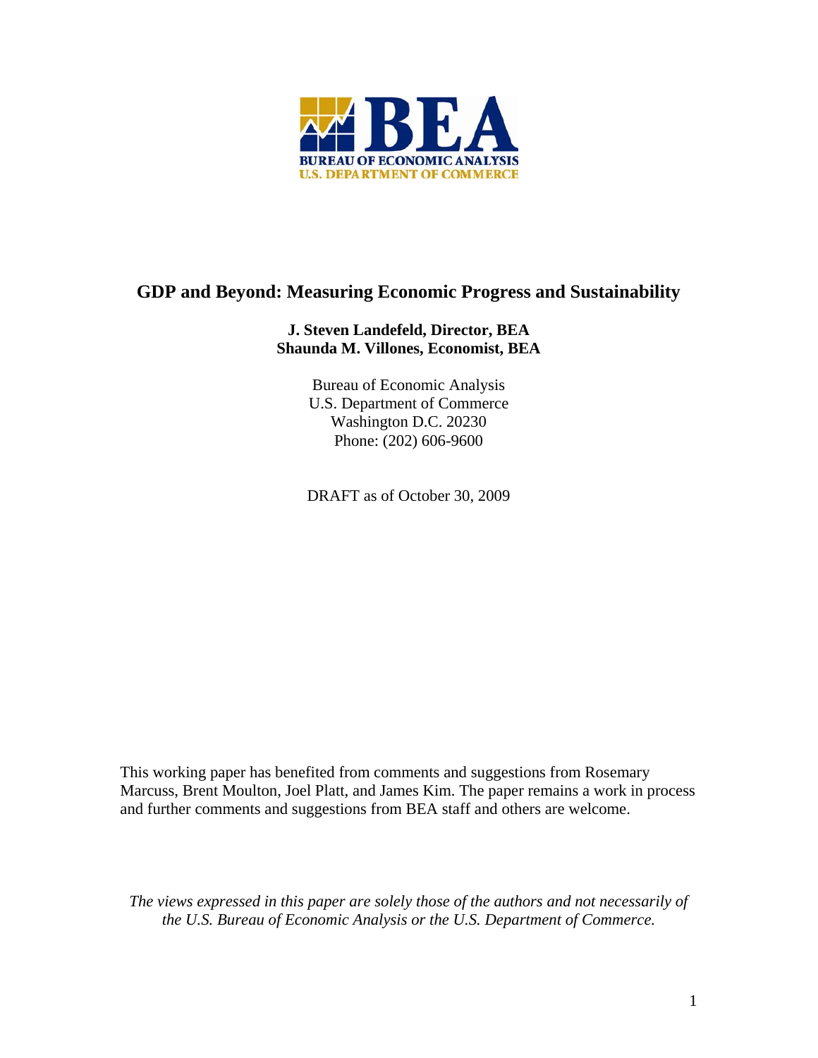# GDP and Beyond: Measuring Economic Progress and Sustainability

**J. Steven Landefeld, Director, BEA**
**Shaunda M. Villones, Economist, BEA**

Bureau of Economic Analysis
U.S. Department of Commerce
Washington D.C. 20230
Phone: (202) 606-9600

DRAFT as of October 30, 2009

This working paper has benefited from comments and suggestions from Rosemary Marcuss, Brent Moulton, Joel Platt, and James Kim. The paper remains a work in process and further comments and suggestions from BEA staff and others are welcome.

*The views expressed in this paper are solely those of the authors and not necessarily of the U.S. Bureau of Economic Analysis or the U.S. Department of Commerce.*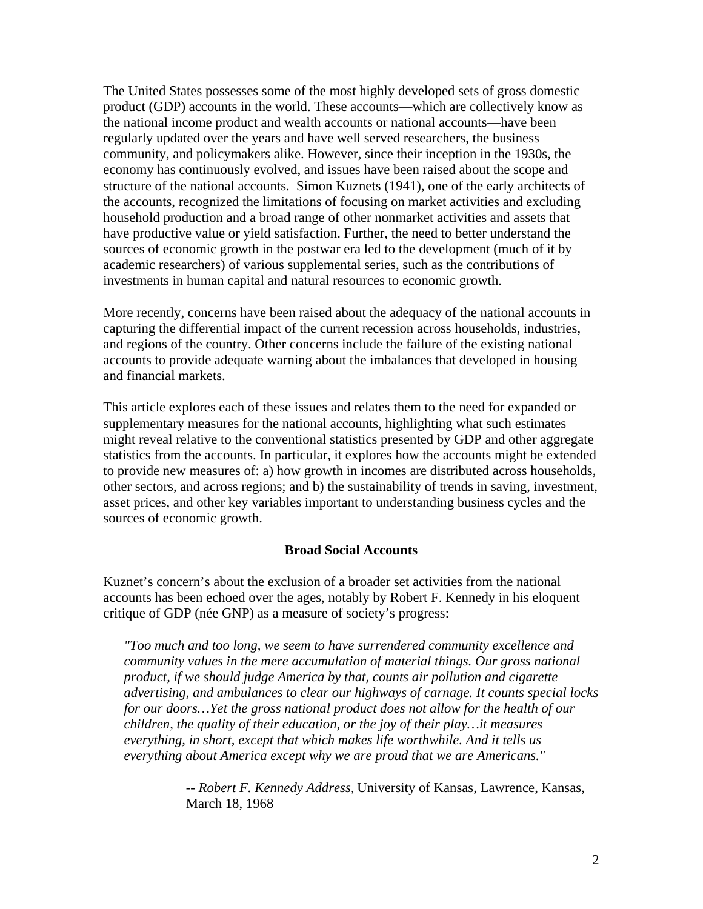The United States possesses some of the most highly developed sets of gross domestic product (GDP) accounts in the world. These accounts—which are collectively know as the national income product and wealth accounts or national accounts—have been regularly updated over the years and have well served researchers, the business community, and policymakers alike. However, since their inception in the 1930s, the economy has continuously evolved, and issues have been raised about the scope and structure of the national accounts. Simon Kuznets (1941), one of the early architects of the accounts, recognized the limitations of focusing on market activities and excluding household production and a broad range of other nonmarket activities and assets that have productive value or yield satisfaction. Further, the need to better understand the sources of economic growth in the postwar era led to the development (much of it by academic researchers) of various supplemental series, such as the contributions of investments in human capital and natural resources to economic growth.

More recently, concerns have been raised about the adequacy of the national accounts in capturing the differential impact of the current recession across households, industries, and regions of the country. Other concerns include the failure of the existing national accounts to provide adequate warning about the imbalances that developed in housing and financial markets.

This article explores each of these issues and relates them to the need for expanded or supplementary measures for the national accounts, highlighting what such estimates might reveal relative to the conventional statistics presented by GDP and other aggregate statistics from the accounts. In particular, it explores how the accounts might be extended to provide new measures of: a) how growth in incomes are distributed across households, other sectors, and across regions; and b) the sustainability of trends in saving, investment, asset prices, and other key variables important to understanding business cycles and the sources of economic growth.

## Broad Social Accounts

Kuznet's concern's about the exclusion of a broader set activities from the national accounts has been echoed over the ages, notably by Robert F. Kennedy in his eloquent critique of GDP (née GNP) as a measure of society's progress:

> *"Too much and too long, we seem to have surrendered community excellence and community values in the mere accumulation of material things. Our gross national product, if we should judge America by that, counts air pollution and cigarette advertising, and ambulances to clear our highways of carnage. It counts special locks for our doors…Yet the gross national product does not allow for the health of our children, the quality of their education, or the joy of their play…it measures everything, in short, except that which makes life worthwhile. And it tells us everything about America except why we are proud that we are Americans."*
>
> -- *Robert F. Kennedy Address*, University of Kansas, Lawrence, Kansas, March 18, 1968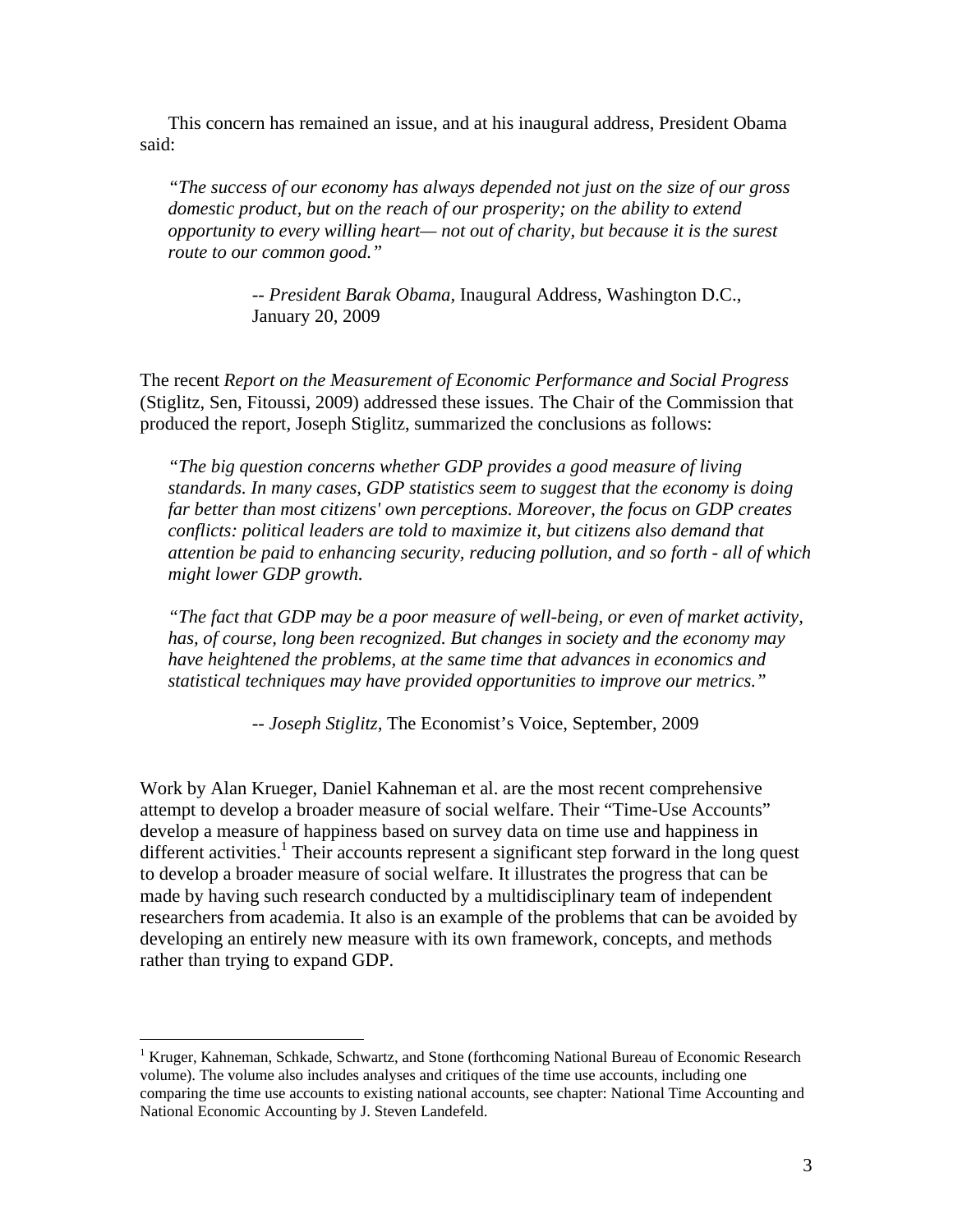This concern has remained an issue, and at his inaugural address, President Obama said:

> *"The success of our economy has always depended not just on the size of our gross domestic product, but on the reach of our prosperity; on the ability to extend opportunity to every willing heart— not out of charity, but because it is the surest route to our common good."*
>
> -- *President Barak Obama,* Inaugural Address, Washington D.C., January 20, 2009

The recent *Report on the Measurement of Economic Performance and Social Progress* (Stiglitz, Sen, Fitoussi, 2009) addressed these issues. The Chair of the Commission that produced the report, Joseph Stiglitz, summarized the conclusions as follows:

> *"The big question concerns whether GDP provides a good measure of living standards. In many cases, GDP statistics seem to suggest that the economy is doing far better than most citizens' own perceptions. Moreover, the focus on GDP creates conflicts: political leaders are told to maximize it, but citizens also demand that attention be paid to enhancing security, reducing pollution, and so forth - all of which might lower GDP growth.*
>
> *"The fact that GDP may be a poor measure of well-being, or even of market activity, has, of course, long been recognized. But changes in society and the economy may have heightened the problems, at the same time that advances in economics and statistical techniques may have provided opportunities to improve our metrics."*
>
> -- *Joseph Stiglitz,* The Economist's Voice, September, 2009

Work by Alan Krueger, Daniel Kahneman et al. are the most recent comprehensive attempt to develop a broader measure of social welfare. Their "Time-Use Accounts" develop a measure of happiness based on survey data on time use and happiness in different activities.[1] Their accounts represent a significant step forward in the long quest to develop a broader measure of social welfare. It illustrates the progress that can be made by having such research conducted by a multidisciplinary team of independent researchers from academia. It also is an example of the problems that can be avoided by developing an entirely new measure with its own framework, concepts, and methods rather than trying to expand GDP.

---

[1] Kruger, Kahneman, Schkade, Schwartz, and Stone (forthcoming National Bureau of Economic Research volume). The volume also includes analyses and critiques of the time use accounts, including one comparing the time use accounts to existing national accounts, see chapter: National Time Accounting and National Economic Accounting by J. Steven Landefeld.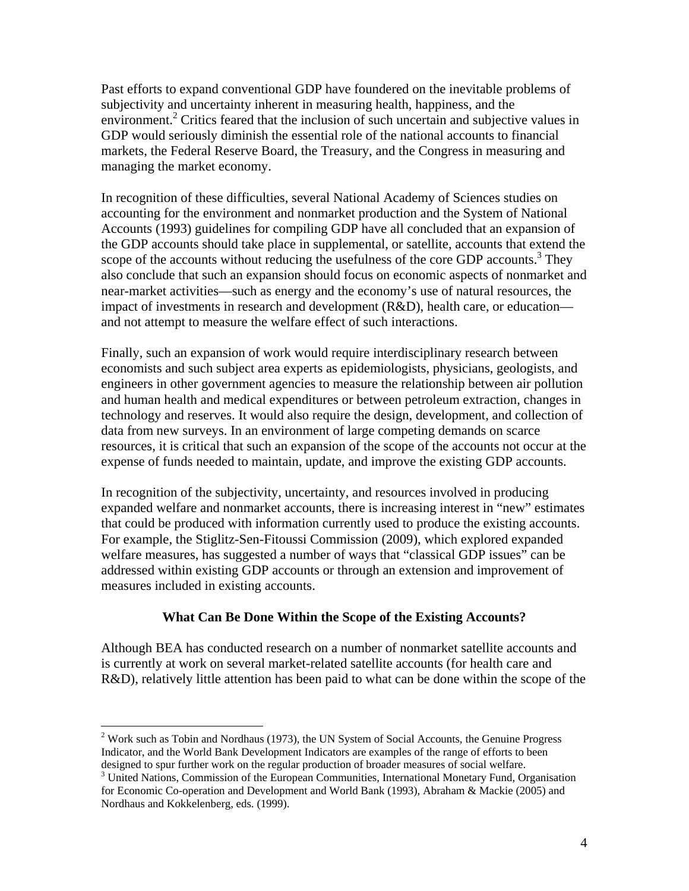Past efforts to expand conventional GDP have foundered on the inevitable problems of subjectivity and uncertainty inherent in measuring health, happiness, and the environment.[2] Critics feared that the inclusion of such uncertain and subjective values in GDP would seriously diminish the essential role of the national accounts to financial markets, the Federal Reserve Board, the Treasury, and the Congress in measuring and managing the market economy.

In recognition of these difficulties, several National Academy of Sciences studies on accounting for the environment and nonmarket production and the System of National Accounts (1993) guidelines for compiling GDP have all concluded that an expansion of the GDP accounts should take place in supplemental, or satellite, accounts that extend the scope of the accounts without reducing the usefulness of the core GDP accounts.[3] They also conclude that such an expansion should focus on economic aspects of nonmarket and near-market activities—such as energy and the economy's use of natural resources, the impact of investments in research and development (R&D), health care, or education—and not attempt to measure the welfare effect of such interactions.

Finally, such an expansion of work would require interdisciplinary research between economists and such subject area experts as epidemiologists, physicians, geologists, and engineers in other government agencies to measure the relationship between air pollution and human health and medical expenditures or between petroleum extraction, changes in technology and reserves. It would also require the design, development, and collection of data from new surveys. In an environment of large competing demands on scarce resources, it is critical that such an expansion of the scope of the accounts not occur at the expense of funds needed to maintain, update, and improve the existing GDP accounts.

In recognition of the subjectivity, uncertainty, and resources involved in producing expanded welfare and nonmarket accounts, there is increasing interest in "new" estimates that could be produced with information currently used to produce the existing accounts. For example, the Stiglitz-Sen-Fitoussi Commission (2009), which explored expanded welfare measures, has suggested a number of ways that "classical GDP issues" can be addressed within existing GDP accounts or through an extension and improvement of measures included in existing accounts.

## What Can Be Done Within the Scope of the Existing Accounts?

Although BEA has conducted research on a number of nonmarket satellite accounts and is currently at work on several market-related satellite accounts (for health care and R&D), relatively little attention has been paid to what can be done within the scope of the

---

[2] Work such as Tobin and Nordhaus (1973), the UN System of Social Accounts, the Genuine Progress Indicator, and the World Bank Development Indicators are examples of the range of efforts to been designed to spur further work on the regular production of broader measures of social welfare.

[3] United Nations, Commission of the European Communities, International Monetary Fund, Organisation for Economic Co-operation and Development and World Bank (1993), Abraham & Mackie (2005) and Nordhaus and Kokkelenberg, eds. (1999).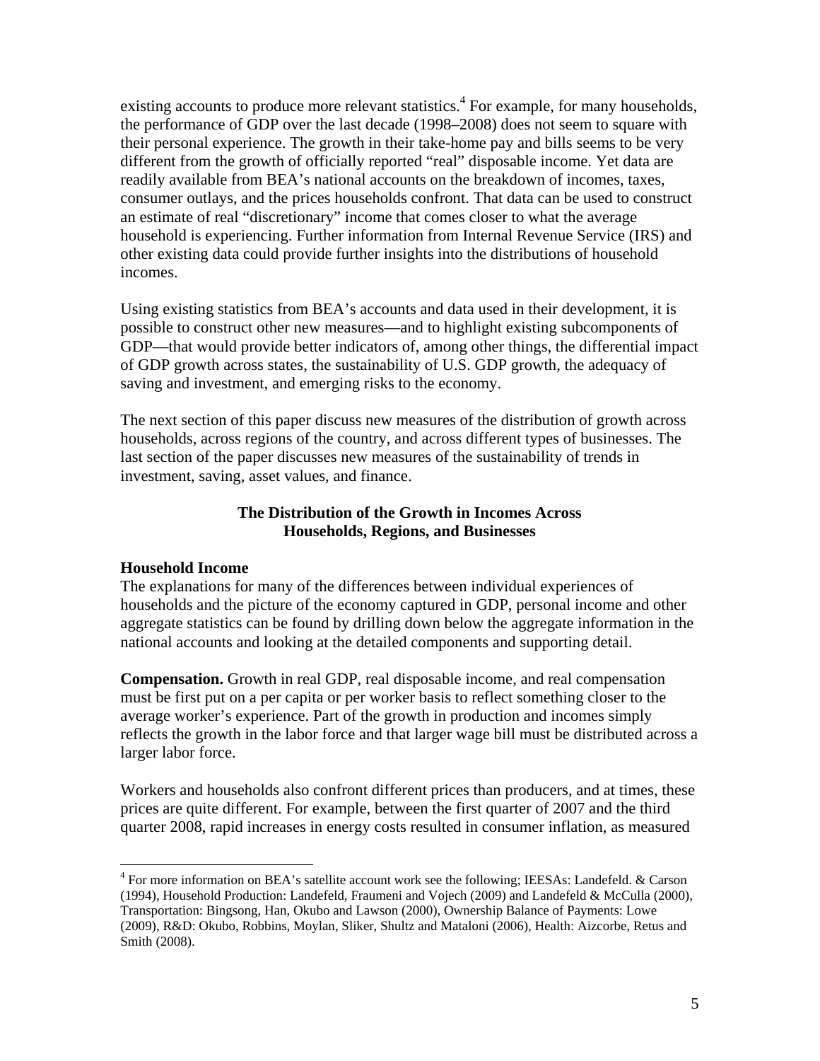existing accounts to produce more relevant statistics.[4] For example, for many households, the performance of GDP over the last decade (1998–2008) does not seem to square with their personal experience. The growth in their take-home pay and bills seems to be very different from the growth of officially reported "real" disposable income. Yet data are readily available from BEA's national accounts on the breakdown of incomes, taxes, consumer outlays, and the prices households confront. That data can be used to construct an estimate of real "discretionary" income that comes closer to what the average household is experiencing. Further information from Internal Revenue Service (IRS) and other existing data could provide further insights into the distributions of household incomes.

Using existing statistics from BEA's accounts and data used in their development, it is possible to construct other new measures—and to highlight existing subcomponents of GDP—that would provide better indicators of, among other things, the differential impact of GDP growth across states, the sustainability of U.S. GDP growth, the adequacy of saving and investment, and emerging risks to the economy.

The next section of this paper discuss new measures of the distribution of growth across households, across regions of the country, and across different types of businesses. The last section of the paper discusses new measures of the sustainability of trends in investment, saving, asset values, and finance.

## The Distribution of the Growth in Incomes Across Households, Regions, and Businesses

### Household Income

The explanations for many of the differences between individual experiences of households and the picture of the economy captured in GDP, personal income and other aggregate statistics can be found by drilling down below the aggregate information in the national accounts and looking at the detailed components and supporting detail.

**Compensation.** Growth in real GDP, real disposable income, and real compensation must be first put on a per capita or per worker basis to reflect something closer to the average worker's experience. Part of the growth in production and incomes simply reflects the growth in the labor force and that larger wage bill must be distributed across a larger labor force.

Workers and households also confront different prices than producers, and at times, these prices are quite different. For example, between the first quarter of 2007 and the third quarter 2008, rapid increases in energy costs resulted in consumer inflation, as measured

---

[4] For more information on BEA's satellite account work see the following; IEESAs: Landefeld. & Carson (1994), Household Production: Landefeld, Fraumeni and Vojech (2009) and Landefeld & McCulla (2000), Transportation: Bingsong, Han, Okubo and Lawson (2000), Ownership Balance of Payments: Lowe (2009), R&D: Okubo, Robbins, Moylan, Sliker, Shultz and Mataloni (2006), Health: Aizcorbe, Retus and Smith (2008).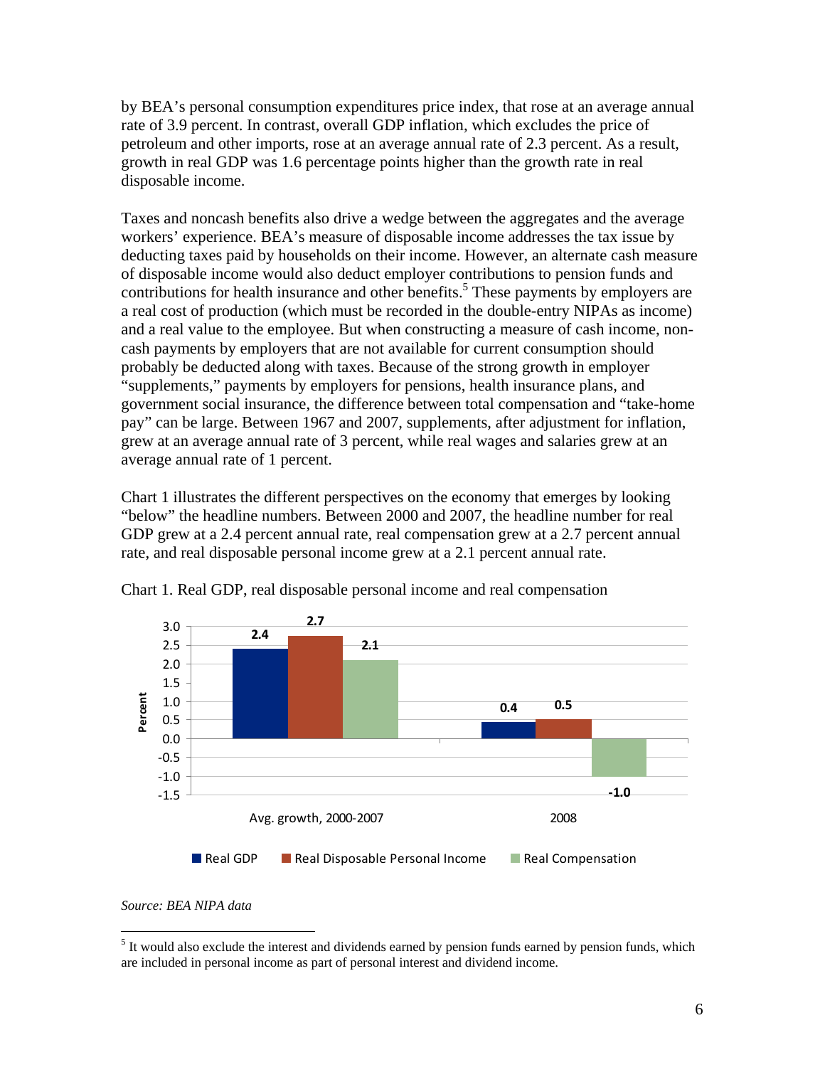by BEA's personal consumption expenditures price index, that rose at an average annual rate of 3.9 percent. In contrast, overall GDP inflation, which excludes the price of petroleum and other imports, rose at an average annual rate of 2.3 percent. As a result, growth in real GDP was 1.6 percentage points higher than the growth rate in real disposable income.

Taxes and noncash benefits also drive a wedge between the aggregates and the average workers' experience. BEA's measure of disposable income addresses the tax issue by deducting taxes paid by households on their income. However, an alternate cash measure of disposable income would also deduct employer contributions to pension funds and contributions for health insurance and other benefits.[5] These payments by employers are a real cost of production (which must be recorded in the double-entry NIPAs as income) and a real value to the employee. But when constructing a measure of cash income, non-cash payments by employers that are not available for current consumption should probably be deducted along with taxes. Because of the strong growth in employer "supplements," payments by employers for pensions, health insurance plans, and government social insurance, the difference between total compensation and "take-home pay" can be large. Between 1967 and 2007, supplements, after adjustment for inflation, grew at an average annual rate of 3 percent, while real wages and salaries grew at an average annual rate of 1 percent.

Chart 1 illustrates the different perspectives on the economy that emerges by looking "below" the headline numbers. Between 2000 and 2007, the headline number for real GDP grew at a 2.4 percent annual rate, real compensation grew at a 2.7 percent annual rate, and real disposable personal income grew at a 2.1 percent annual rate.

Chart 1. Real GDP, real disposable personal income and real compensation

| Percent | Real GDP | Real Disposable Personal Income | Real Compensation |
|---|---|---|---|
| Avg. growth, 2000-2007 | 2.4 | 2.7 | 2.1 |
| 2008 | 0.4 | 0.5 | -1.0 |

*Source: BEA NIPA data*

[5] It would also exclude the interest and dividends earned by pension funds earned by pension funds, which are included in personal income as part of personal interest and dividend income.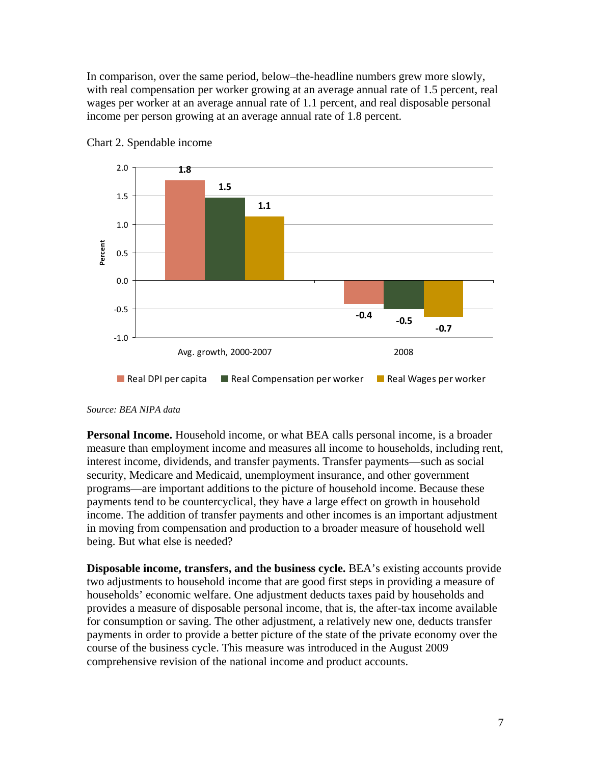In comparison, over the same period, below–the-headline numbers grew more slowly, with real compensation per worker growing at an average annual rate of 1.5 percent, real wages per worker at an average annual rate of 1.1 percent, and real disposable personal income per person growing at an average annual rate of 1.8 percent.

Chart 2. Spendable income

| | Real DPI per capita | Real Compensation per worker | Real Wages per worker |
|---|---|---|---|
| Avg. growth, 2000-2007 | 1.8 | 1.5 | 1.1 |
| 2008 | -0.4 | -0.5 | -0.7 |

*Source: BEA NIPA data*

**Personal Income.** Household income, or what BEA calls personal income, is a broader measure than employment income and measures all income to households, including rent, interest income, dividends, and transfer payments. Transfer payments—such as social security, Medicare and Medicaid, unemployment insurance, and other government programs—are important additions to the picture of household income. Because these payments tend to be countercyclical, they have a large effect on growth in household income. The addition of transfer payments and other incomes is an important adjustment in moving from compensation and production to a broader measure of household well being. But what else is needed?

**Disposable income, transfers, and the business cycle.** BEA's existing accounts provide two adjustments to household income that are good first steps in providing a measure of households' economic welfare. One adjustment deducts taxes paid by households and provides a measure of disposable personal income, that is, the after-tax income available for consumption or saving. The other adjustment, a relatively new one, deducts transfer payments in order to provide a better picture of the state of the private economy over the course of the business cycle. This measure was introduced in the August 2009 comprehensive revision of the national income and product accounts.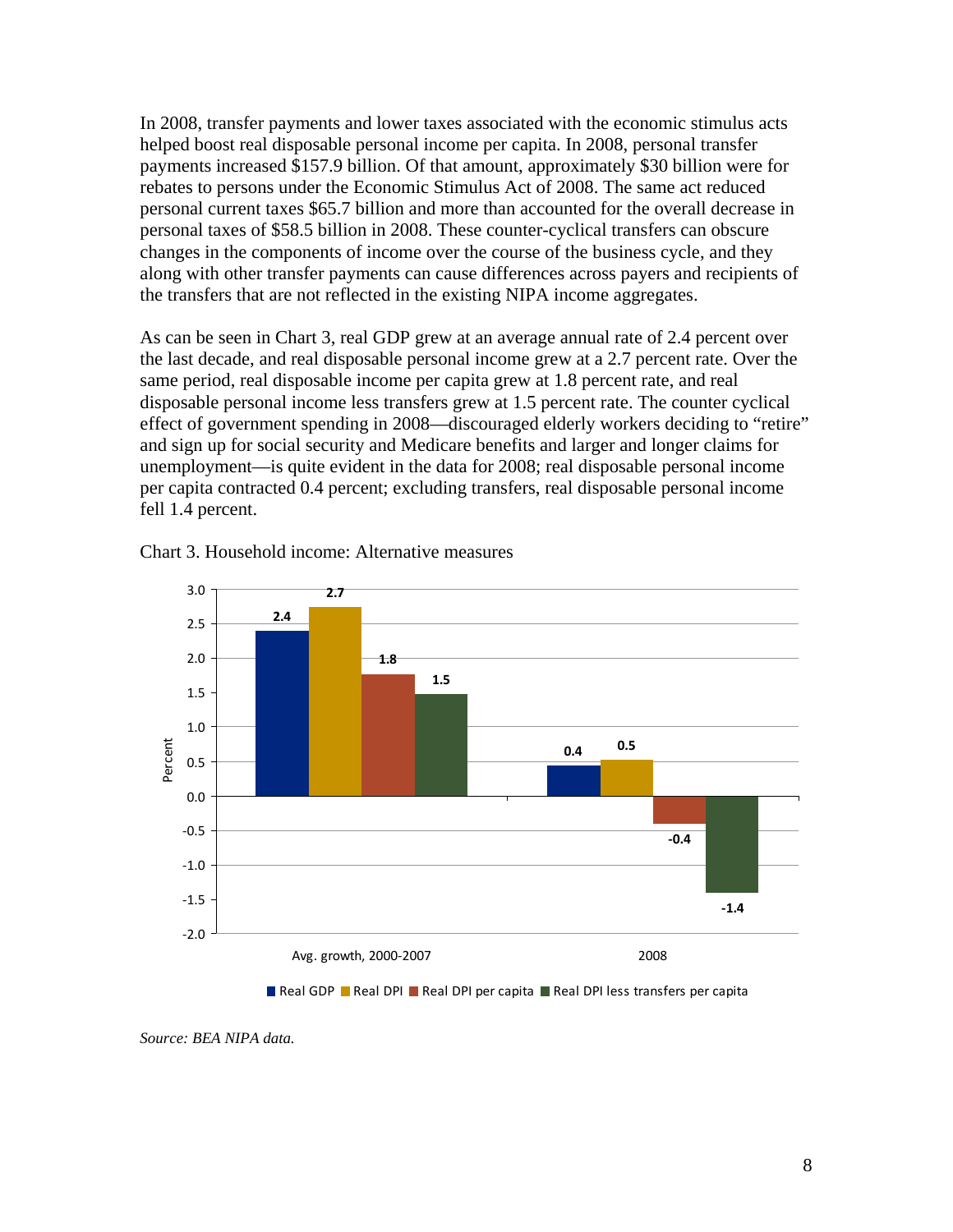In 2008, transfer payments and lower taxes associated with the economic stimulus acts helped boost real disposable personal income per capita. In 2008, personal transfer payments increased $157.9 billion. Of that amount, approximately $30 billion were for rebates to persons under the Economic Stimulus Act of 2008. The same act reduced personal current taxes $65.7 billion and more than accounted for the overall decrease in personal taxes of $58.5 billion in 2008. These counter-cyclical transfers can obscure changes in the components of income over the course of the business cycle, and they along with other transfer payments can cause differences across payers and recipients of the transfers that are not reflected in the existing NIPA income aggregates.

As can be seen in Chart 3, real GDP grew at an average annual rate of 2.4 percent over the last decade, and real disposable personal income grew at a 2.7 percent rate. Over the same period, real disposable income per capita grew at 1.8 percent rate, and real disposable personal income less transfers grew at 1.5 percent rate. The counter cyclical effect of government spending in 2008—discouraged elderly workers deciding to "retire" and sign up for social security and Medicare benefits and larger and longer claims for unemployment—is quite evident in the data for 2008; real disposable personal income per capita contracted 0.4 percent; excluding transfers, real disposable personal income fell 1.4 percent.

Chart 3. Household income: Alternative measures

| Percent | Real GDP | Real DPI | Real DPI per capita | Real DPI less transfers per capita |
|---|---|---|---|---|
| Avg. growth, 2000-2007 | 2.4 | 2.7 | 1.8 | 1.5 |
| 2008 | 0.4 | 0.5 | -0.4 | -1.4 |

*Source: BEA NIPA data.*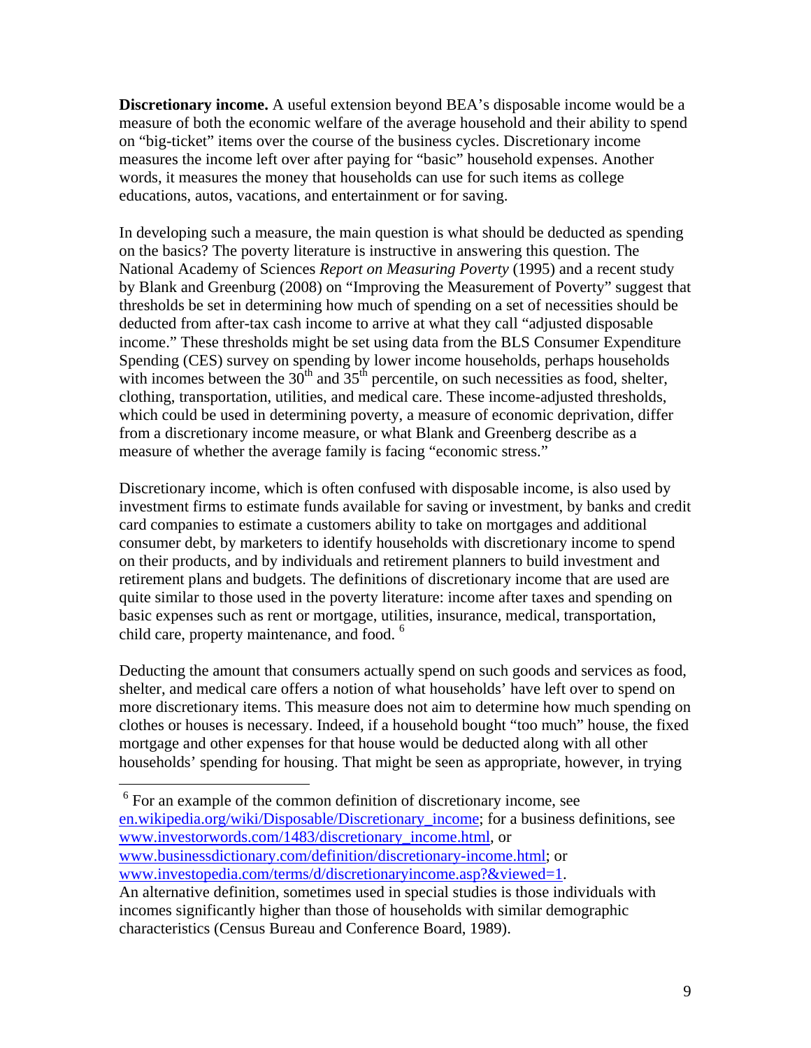**Discretionary income.** A useful extension beyond BEA's disposable income would be a measure of both the economic welfare of the average household and their ability to spend on "big-ticket" items over the course of the business cycles. Discretionary income measures the income left over after paying for "basic" household expenses. Another words, it measures the money that households can use for such items as college educations, autos, vacations, and entertainment or for saving.

In developing such a measure, the main question is what should be deducted as spending on the basics? The poverty literature is instructive in answering this question. The National Academy of Sciences *Report on Measuring Poverty* (1995) and a recent study by Blank and Greenburg (2008) on "Improving the Measurement of Poverty" suggest that thresholds be set in determining how much of spending on a set of necessities should be deducted from after-tax cash income to arrive at what they call "adjusted disposable income." These thresholds might be set using data from the BLS Consumer Expenditure Spending (CES) survey on spending by lower income households, perhaps households with incomes between the 30th and 35th percentile, on such necessities as food, shelter, clothing, transportation, utilities, and medical care. These income-adjusted thresholds, which could be used in determining poverty, a measure of economic deprivation, differ from a discretionary income measure, or what Blank and Greenberg describe as a measure of whether the average family is facing "economic stress."

Discretionary income, which is often confused with disposable income, is also used by investment firms to estimate funds available for saving or investment, by banks and credit card companies to estimate a customers ability to take on mortgages and additional consumer debt, by marketers to identify households with discretionary income to spend on their products, and by individuals and retirement planners to build investment and retirement plans and budgets. The definitions of discretionary income that are used are quite similar to those used in the poverty literature: income after taxes and spending on basic expenses such as rent or mortgage, utilities, insurance, medical, transportation, child care, property maintenance, and food. [6]

Deducting the amount that consumers actually spend on such goods and services as food, shelter, and medical care offers a notion of what households' have left over to spend on more discretionary items. This measure does not aim to determine how much spending on clothes or houses is necessary. Indeed, if a household bought "too much" house, the fixed mortgage and other expenses for that house would be deducted along with all other households' spending for housing. That might be seen as appropriate, however, in trying

---

[6] For an example of the common definition of discretionary income, see en.wikipedia.org/wiki/Disposable/Discretionary_income; for a business definitions, see www.investorwords.com/1483/discretionary_income.html, or www.businessdictionary.com/definition/discretionary-income.html; or www.investopedia.com/terms/d/discretionaryincome.asp?&viewed=1.
An alternative definition, sometimes used in special studies is those individuals with incomes significantly higher than those of households with similar demographic characteristics (Census Bureau and Conference Board, 1989).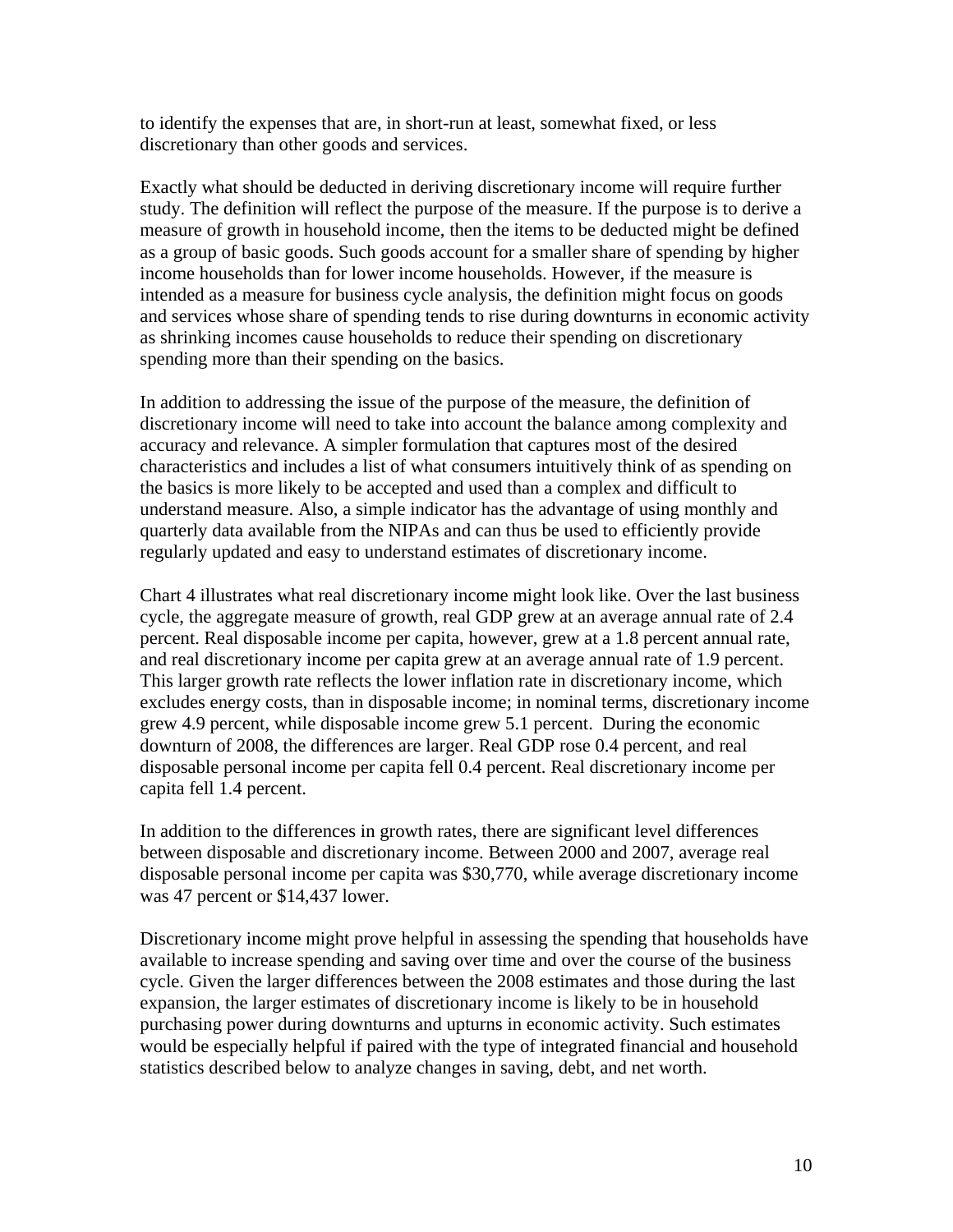to identify the expenses that are, in short-run at least, somewhat fixed, or less discretionary than other goods and services.

Exactly what should be deducted in deriving discretionary income will require further study. The definition will reflect the purpose of the measure. If the purpose is to derive a measure of growth in household income, then the items to be deducted might be defined as a group of basic goods. Such goods account for a smaller share of spending by higher income households than for lower income households. However, if the measure is intended as a measure for business cycle analysis, the definition might focus on goods and services whose share of spending tends to rise during downturns in economic activity as shrinking incomes cause households to reduce their spending on discretionary spending more than their spending on the basics.

In addition to addressing the issue of the purpose of the measure, the definition of discretionary income will need to take into account the balance among complexity and accuracy and relevance. A simpler formulation that captures most of the desired characteristics and includes a list of what consumers intuitively think of as spending on the basics is more likely to be accepted and used than a complex and difficult to understand measure. Also, a simple indicator has the advantage of using monthly and quarterly data available from the NIPAs and can thus be used to efficiently provide regularly updated and easy to understand estimates of discretionary income.

Chart 4 illustrates what real discretionary income might look like. Over the last business cycle, the aggregate measure of growth, real GDP grew at an average annual rate of 2.4 percent. Real disposable income per capita, however, grew at a 1.8 percent annual rate, and real discretionary income per capita grew at an average annual rate of 1.9 percent. This larger growth rate reflects the lower inflation rate in discretionary income, which excludes energy costs, than in disposable income; in nominal terms, discretionary income grew 4.9 percent, while disposable income grew 5.1 percent. During the economic downturn of 2008, the differences are larger. Real GDP rose 0.4 percent, and real disposable personal income per capita fell 0.4 percent. Real discretionary income per capita fell 1.4 percent.

In addition to the differences in growth rates, there are significant level differences between disposable and discretionary income. Between 2000 and 2007, average real disposable personal income per capita was $30,770, while average discretionary income was 47 percent or $14,437 lower.

Discretionary income might prove helpful in assessing the spending that households have available to increase spending and saving over time and over the course of the business cycle. Given the larger differences between the 2008 estimates and those during the last expansion, the larger estimates of discretionary income is likely to be in household purchasing power during downturns and upturns in economic activity. Such estimates would be especially helpful if paired with the type of integrated financial and household statistics described below to analyze changes in saving, debt, and net worth.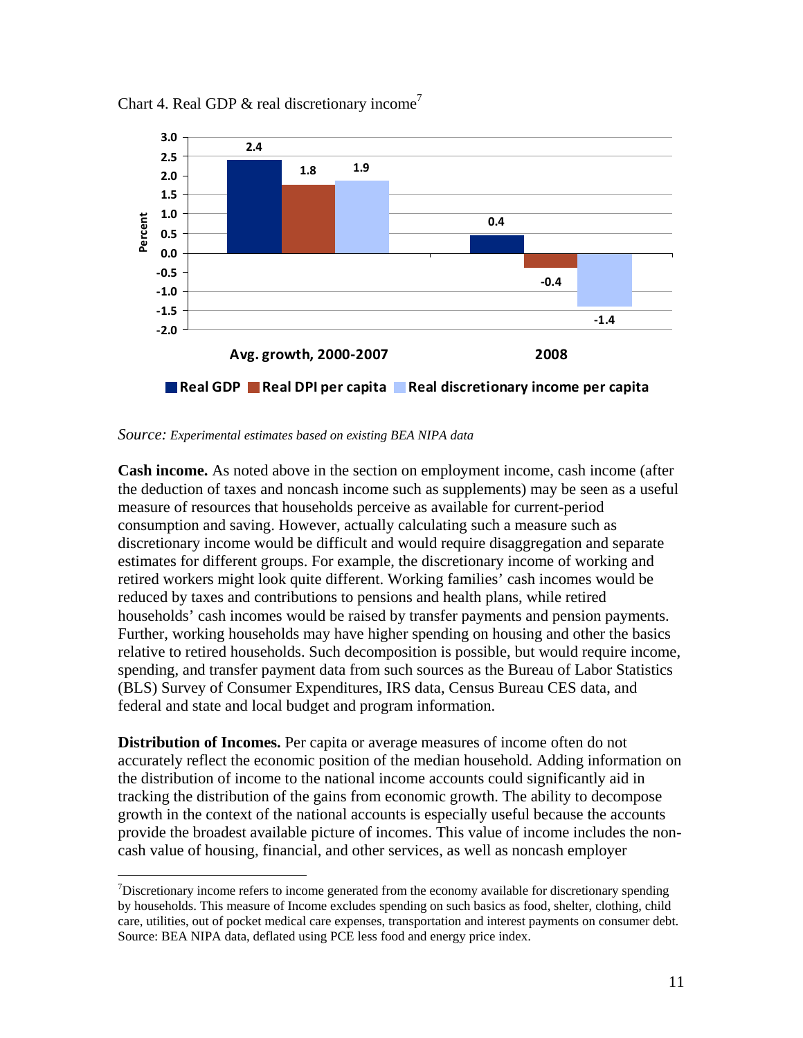Chart 4. Real GDP & real discretionary income[7]

| | Real GDP | Real DPI per capita | Real discretionary income per capita |
|---|---|---|---|
| Avg. growth, 2000-2007 | 2.4 | 1.8 | 1.9 |
| 2008 | 0.4 | -0.4 | -1.4 |

*Source: Experimental estimates based on existing BEA NIPA data*

**Cash income.** As noted above in the section on employment income, cash income (after the deduction of taxes and noncash income such as supplements) may be seen as a useful measure of resources that households perceive as available for current-period consumption and saving. However, actually calculating such a measure such as discretionary income would be difficult and would require disaggregation and separate estimates for different groups. For example, the discretionary income of working and retired workers might look quite different. Working families' cash incomes would be reduced by taxes and contributions to pensions and health plans, while retired households' cash incomes would be raised by transfer payments and pension payments. Further, working households may have higher spending on housing and other the basics relative to retired households. Such decomposition is possible, but would require income, spending, and transfer payment data from such sources as the Bureau of Labor Statistics (BLS) Survey of Consumer Expenditures, IRS data, Census Bureau CES data, and federal and state and local budget and program information.

**Distribution of Incomes.** Per capita or average measures of income often do not accurately reflect the economic position of the median household. Adding information on the distribution of income to the national income accounts could significantly aid in tracking the distribution of the gains from economic growth. The ability to decompose growth in the context of the national accounts is especially useful because the accounts provide the broadest available picture of incomes. This value of income includes the non-cash value of housing, financial, and other services, as well as noncash employer

[7]Discretionary income refers to income generated from the economy available for discretionary spending by households. This measure of Income excludes spending on such basics as food, shelter, clothing, child care, utilities, out of pocket medical care expenses, transportation and interest payments on consumer debt. Source: BEA NIPA data, deflated using PCE less food and energy price index.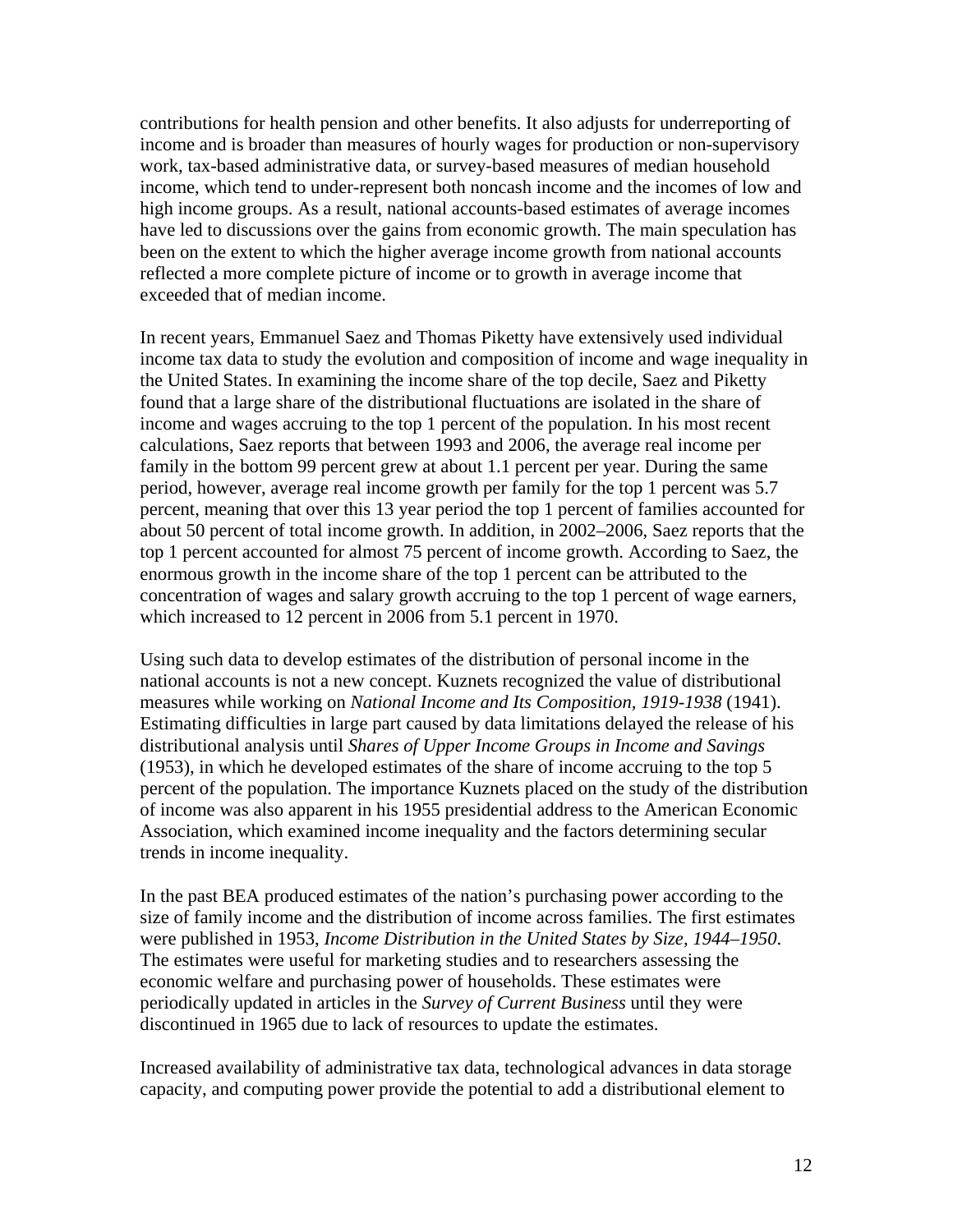contributions for health pension and other benefits. It also adjusts for underreporting of income and is broader than measures of hourly wages for production or non-supervisory work, tax-based administrative data, or survey-based measures of median household income, which tend to under-represent both noncash income and the incomes of low and high income groups. As a result, national accounts-based estimates of average incomes have led to discussions over the gains from economic growth. The main speculation has been on the extent to which the higher average income growth from national accounts reflected a more complete picture of income or to growth in average income that exceeded that of median income.

In recent years, Emmanuel Saez and Thomas Piketty have extensively used individual income tax data to study the evolution and composition of income and wage inequality in the United States. In examining the income share of the top decile, Saez and Piketty found that a large share of the distributional fluctuations are isolated in the share of income and wages accruing to the top 1 percent of the population. In his most recent calculations, Saez reports that between 1993 and 2006, the average real income per family in the bottom 99 percent grew at about 1.1 percent per year. During the same period, however, average real income growth per family for the top 1 percent was 5.7 percent, meaning that over this 13 year period the top 1 percent of families accounted for about 50 percent of total income growth. In addition, in 2002–2006, Saez reports that the top 1 percent accounted for almost 75 percent of income growth. According to Saez, the enormous growth in the income share of the top 1 percent can be attributed to the concentration of wages and salary growth accruing to the top 1 percent of wage earners, which increased to 12 percent in 2006 from 5.1 percent in 1970.

Using such data to develop estimates of the distribution of personal income in the national accounts is not a new concept. Kuznets recognized the value of distributional measures while working on *National Income and Its Composition, 1919-1938* (1941). Estimating difficulties in large part caused by data limitations delayed the release of his distributional analysis until *Shares of Upper Income Groups in Income and Savings* (1953), in which he developed estimates of the share of income accruing to the top 5 percent of the population. The importance Kuznets placed on the study of the distribution of income was also apparent in his 1955 presidential address to the American Economic Association, which examined income inequality and the factors determining secular trends in income inequality.

In the past BEA produced estimates of the nation's purchasing power according to the size of family income and the distribution of income across families. The first estimates were published in 1953, *Income Distribution in the United States by Size, 1944–1950*. The estimates were useful for marketing studies and to researchers assessing the economic welfare and purchasing power of households. These estimates were periodically updated in articles in the *Survey of Current Business* until they were discontinued in 1965 due to lack of resources to update the estimates.

Increased availability of administrative tax data, technological advances in data storage capacity, and computing power provide the potential to add a distributional element to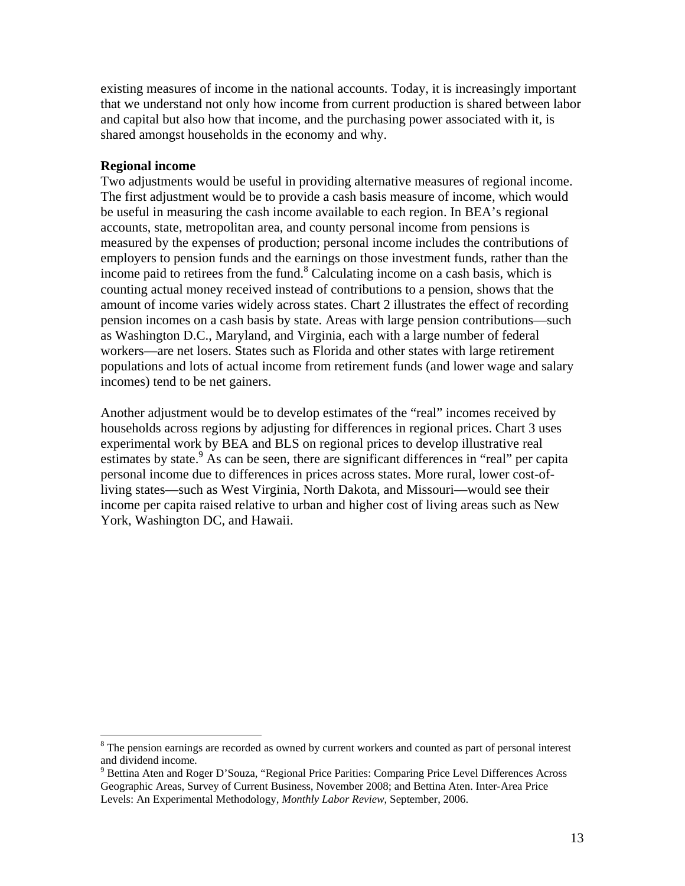existing measures of income in the national accounts. Today, it is increasingly important that we understand not only how income from current production is shared between labor and capital but also how that income, and the purchasing power associated with it, is shared amongst households in the economy and why.

**Regional income**

Two adjustments would be useful in providing alternative measures of regional income. The first adjustment would be to provide a cash basis measure of income, which would be useful in measuring the cash income available to each region. In BEA's regional accounts, state, metropolitan area, and county personal income from pensions is measured by the expenses of production; personal income includes the contributions of employers to pension funds and the earnings on those investment funds, rather than the income paid to retirees from the fund.[8] Calculating income on a cash basis, which is counting actual money received instead of contributions to a pension, shows that the amount of income varies widely across states. Chart 2 illustrates the effect of recording pension incomes on a cash basis by state. Areas with large pension contributions—such as Washington D.C., Maryland, and Virginia, each with a large number of federal workers—are net losers. States such as Florida and other states with large retirement populations and lots of actual income from retirement funds (and lower wage and salary incomes) tend to be net gainers.

Another adjustment would be to develop estimates of the "real" incomes received by households across regions by adjusting for differences in regional prices. Chart 3 uses experimental work by BEA and BLS on regional prices to develop illustrative real estimates by state.[9] As can be seen, there are significant differences in "real" per capita personal income due to differences in prices across states. More rural, lower cost-of-living states—such as West Virginia, North Dakota, and Missouri—would see their income per capita raised relative to urban and higher cost of living areas such as New York, Washington DC, and Hawaii.

[8] The pension earnings are recorded as owned by current workers and counted as part of personal interest and dividend income.

[9] Bettina Aten and Roger D'Souza, "Regional Price Parities: Comparing Price Level Differences Across Geographic Areas, Survey of Current Business, November 2008; and Bettina Aten. Inter-Area Price Levels: An Experimental Methodology, *Monthly Labor Review*, September, 2006.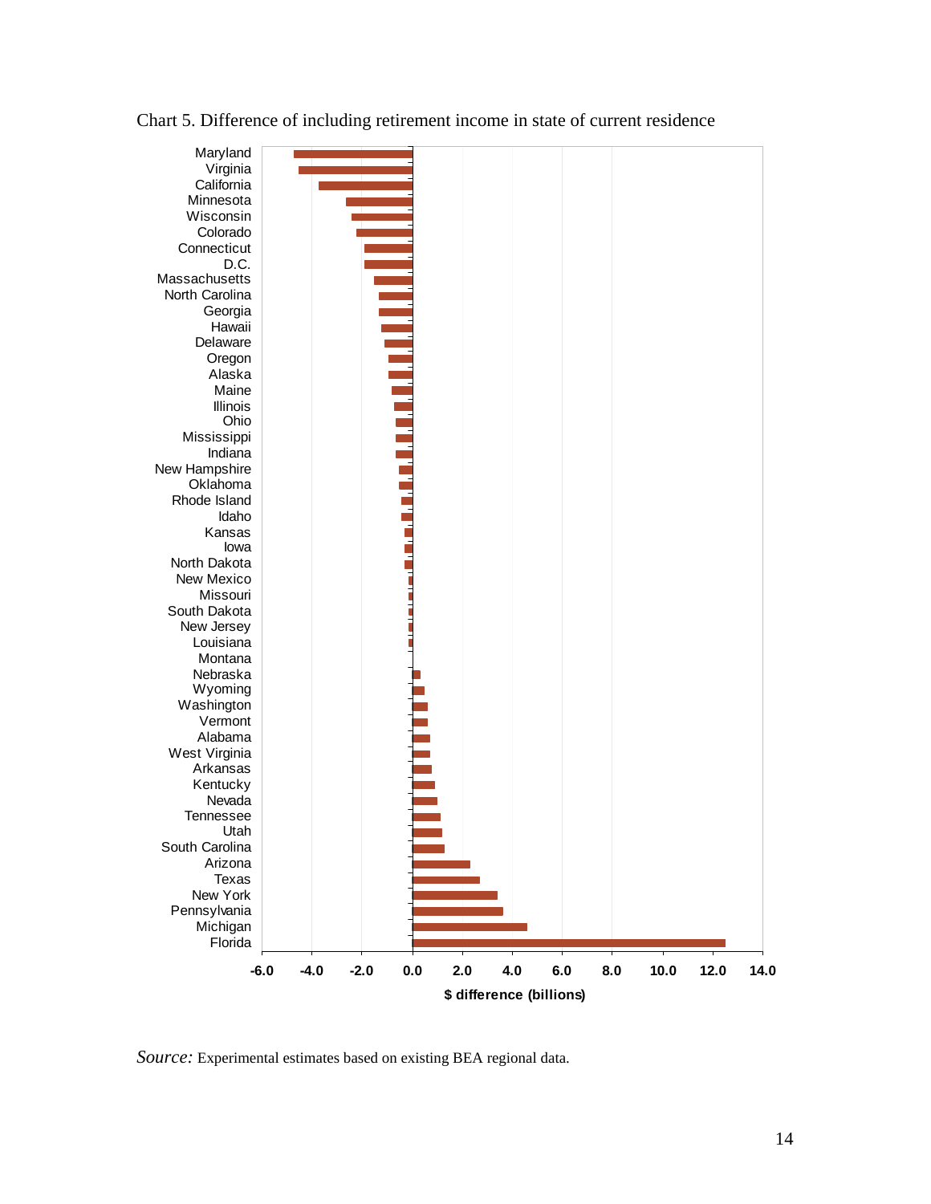Chart 5. Difference of including retirement income in state of current residence

| State |
|---|
| Maryland |
| Virginia |
| California |
| Minnesota |
| Wisconsin |
| Colorado |
| Connecticut |
| D.C. |
| Massachusetts |
| North Carolina |
| Georgia |
| Hawaii |
| Delaware |
| Oregon |
| Alaska |
| Maine |
| Illinois |
| Ohio |
| Mississippi |
| Indiana |
| New Hampshire |
| Oklahoma |
| Rhode Island |
| Idaho |
| Kansas |
| Iowa |
| North Dakota |
| New Mexico |
| Missouri |
| South Dakota |
| New Jersey |
| Louisiana |
| Montana |
| Nebraska |
| Wyoming |
| Washington |
| Vermont |
| Alabama |
| West Virginia |
| Arkansas |
| Kentucky |
| Nevada |
| Tennessee |
| Utah |
| South Carolina |
| Arizona |
| Texas |
| New York |
| Pennsylvania |
| Michigan |
| Florida |

-6.0 -4.0 -2.0 0.0 2.0 4.0 6.0 8.0 10.0 12.0 14.0

**$ difference (billions)**

*Source:* Experimental estimates based on existing BEA regional data.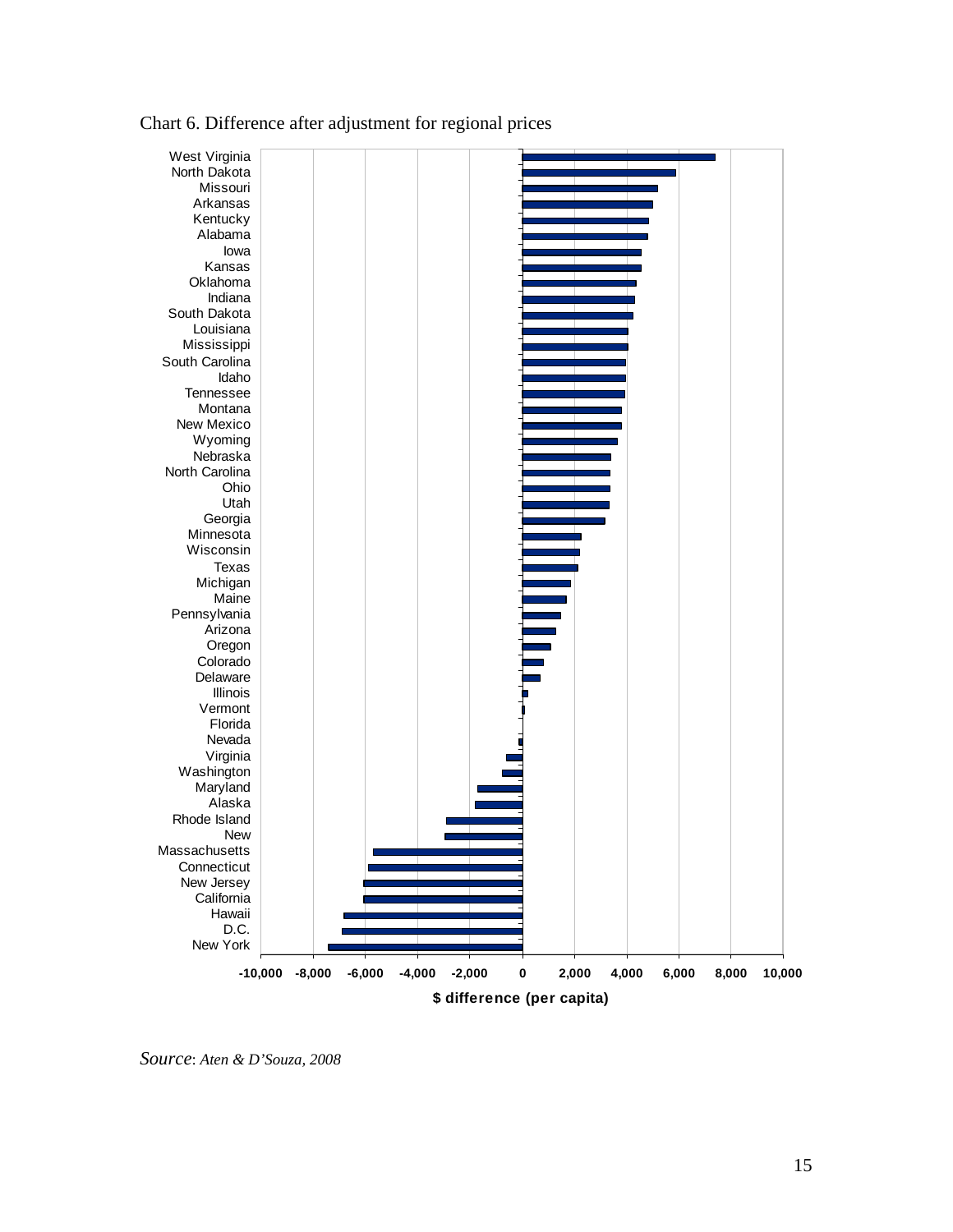Chart 6. Difference after adjustment for regional prices

| State | $ difference (per capita) |
|---|---|
| West Virginia | |
| North Dakota | |
| Missouri | |
| Arkansas | |
| Kentucky | |
| Alabama | |
| Iowa | |
| Kansas | |
| Oklahoma | |
| Indiana | |
| South Dakota | |
| Louisiana | |
| Mississippi | |
| South Carolina | |
| Idaho | |
| Tennessee | |
| Montana | |
| New Mexico | |
| Wyoming | |
| Nebraska | |
| North Carolina | |
| Ohio | |
| Utah | |
| Georgia | |
| Minnesota | |
| Wisconsin | |
| Texas | |
| Michigan | |
| Maine | |
| Pennsylvania | |
| Arizona | |
| Oregon | |
| Colorado | |
| Delaware | |
| Illinois | |
| Vermont | |
| Florida | |
| Nevada | |
| Virginia | |
| Washington | |
| Maryland | |
| Alaska | |
| Rhode Island | |
| New | |
| Massachusetts | |
| Connecticut | |
| New Jersey | |
| California | |
| Hawaii | |
| D.C. | |
| New York | |

X-axis: $ difference (per capita), from -10,000 to 10,000 (ticks: -10,000, -8,000, -6,000, -4,000, -2,000, 0, 2,000, 4,000, 6,000, 8,000, 10,000)

*Source*: *Aten & D'Souza, 2008*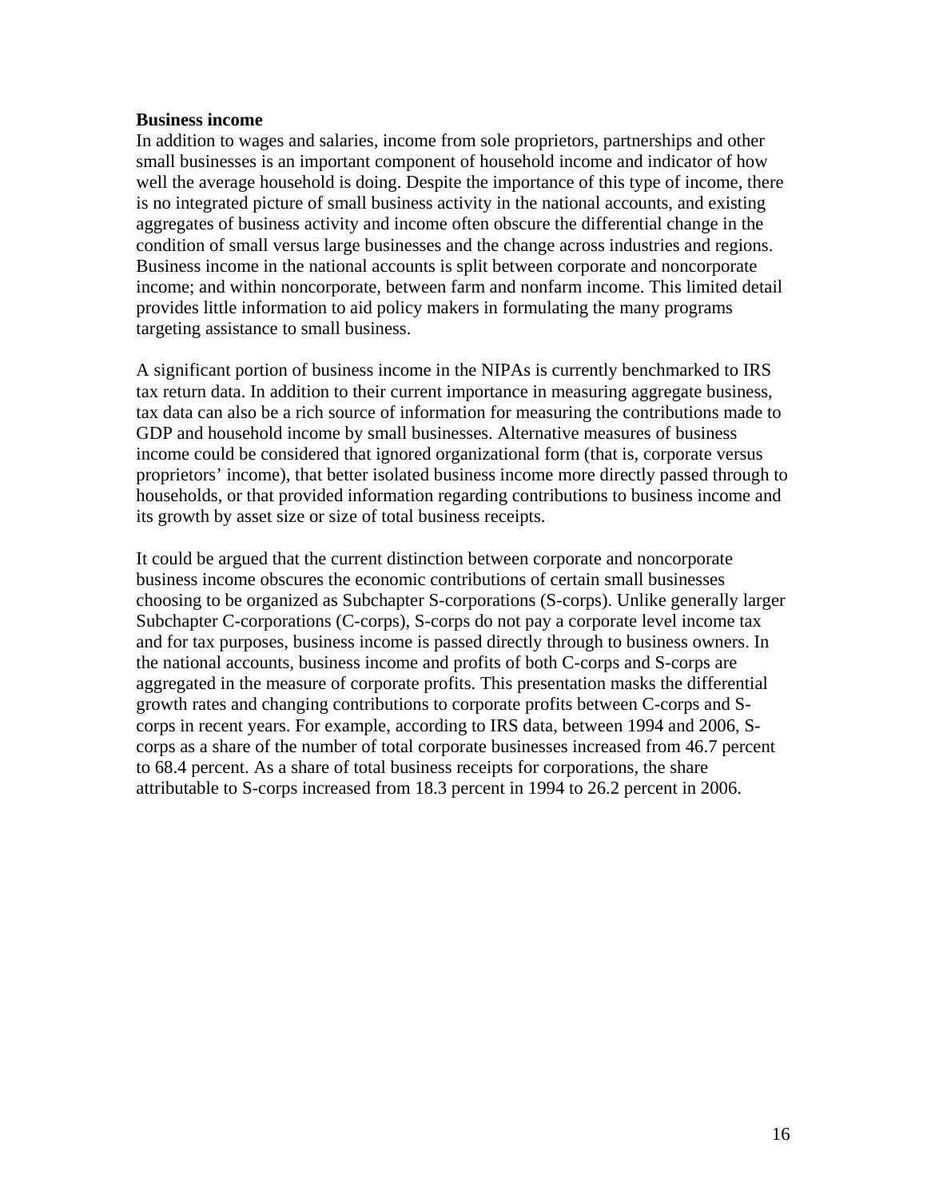**Business income**

In addition to wages and salaries, income from sole proprietors, partnerships and other small businesses is an important component of household income and indicator of how well the average household is doing. Despite the importance of this type of income, there is no integrated picture of small business activity in the national accounts, and existing aggregates of business activity and income often obscure the differential change in the condition of small versus large businesses and the change across industries and regions. Business income in the national accounts is split between corporate and noncorporate income; and within noncorporate, between farm and nonfarm income. This limited detail provides little information to aid policy makers in formulating the many programs targeting assistance to small business.

A significant portion of business income in the NIPAs is currently benchmarked to IRS tax return data. In addition to their current importance in measuring aggregate business, tax data can also be a rich source of information for measuring the contributions made to GDP and household income by small businesses. Alternative measures of business income could be considered that ignored organizational form (that is, corporate versus proprietors' income), that better isolated business income more directly passed through to households, or that provided information regarding contributions to business income and its growth by asset size or size of total business receipts.

It could be argued that the current distinction between corporate and noncorporate business income obscures the economic contributions of certain small businesses choosing to be organized as Subchapter S-corporations (S-corps). Unlike generally larger Subchapter C-corporations (C-corps), S-corps do not pay a corporate level income tax and for tax purposes, business income is passed directly through to business owners. In the national accounts, business income and profits of both C-corps and S-corps are aggregated in the measure of corporate profits. This presentation masks the differential growth rates and changing contributions to corporate profits between C-corps and S-corps in recent years. For example, according to IRS data, between 1994 and 2006, S-corps as a share of the number of total corporate businesses increased from 46.7 percent to 68.4 percent. As a share of total business receipts for corporations, the share attributable to S-corps increased from 18.3 percent in 1994 to 26.2 percent in 2006.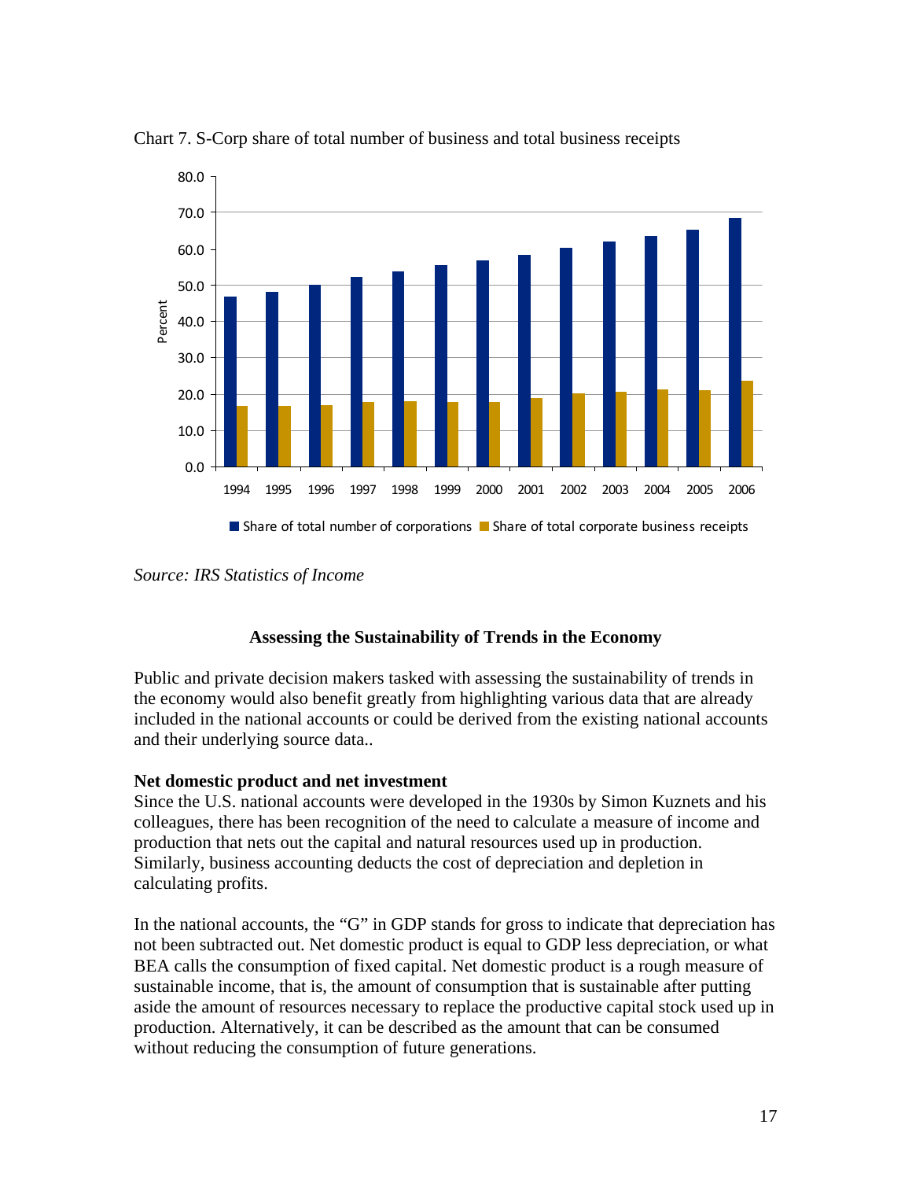Chart 7. S-Corp share of total number of business and total business receipts

*Source: IRS Statistics of Income*

### Assessing the Sustainability of Trends in the Economy

Public and private decision makers tasked with assessing the sustainability of trends in the economy would also benefit greatly from highlighting various data that are already included in the national accounts or could be derived from the existing national accounts and their underlying source data..

**Net domestic product and net investment**

Since the U.S. national accounts were developed in the 1930s by Simon Kuznets and his colleagues, there has been recognition of the need to calculate a measure of income and production that nets out the capital and natural resources used up in production. Similarly, business accounting deducts the cost of depreciation and depletion in calculating profits.

In the national accounts, the "G" in GDP stands for gross to indicate that depreciation has not been subtracted out. Net domestic product is equal to GDP less depreciation, or what BEA calls the consumption of fixed capital. Net domestic product is a rough measure of sustainable income, that is, the amount of consumption that is sustainable after putting aside the amount of resources necessary to replace the productive capital stock used up in production. Alternatively, it can be described as the amount that can be consumed without reducing the consumption of future generations.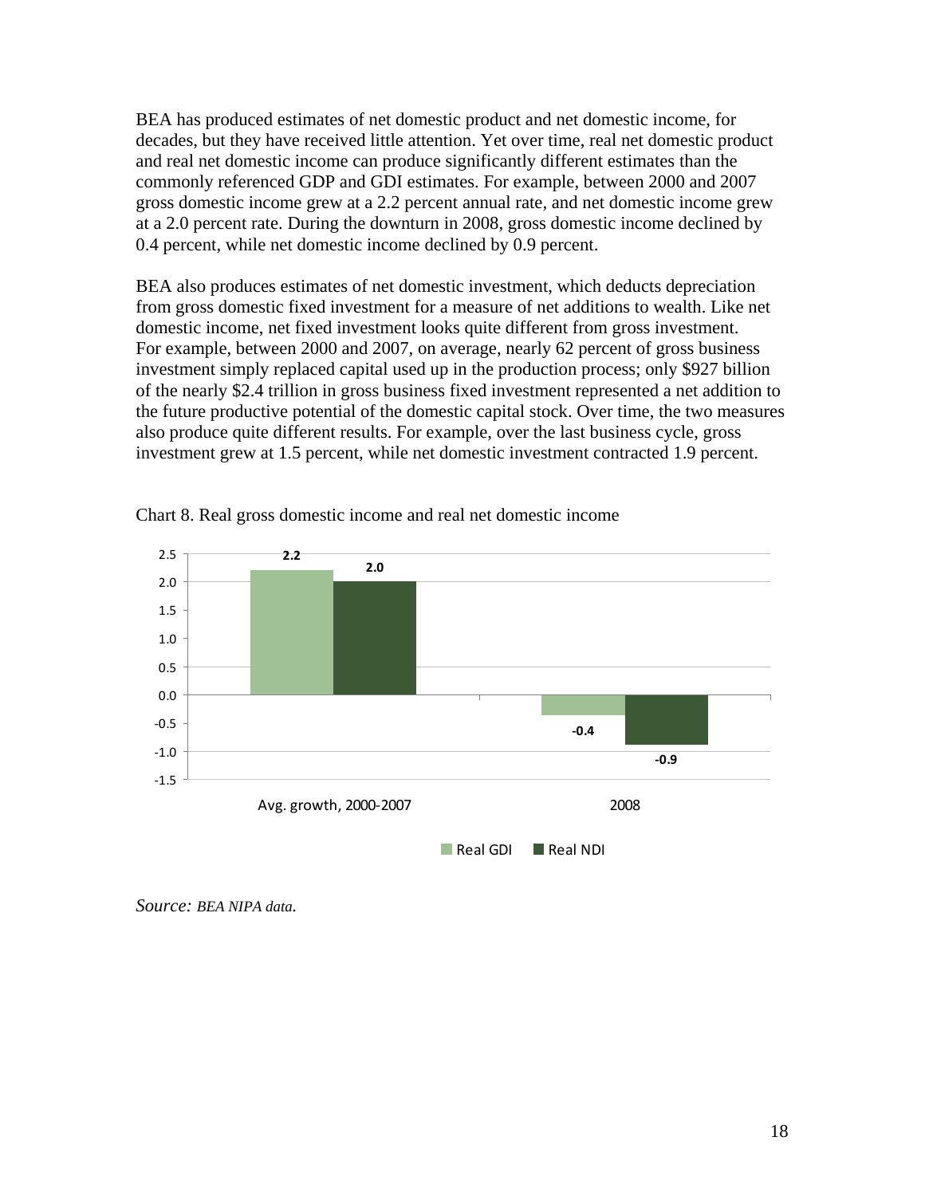BEA has produced estimates of net domestic product and net domestic income, for decades, but they have received little attention. Yet over time, real net domestic product and real net domestic income can produce significantly different estimates than the commonly referenced GDP and GDI estimates. For example, between 2000 and 2007 gross domestic income grew at a 2.2 percent annual rate, and net domestic income grew at a 2.0 percent rate. During the downturn in 2008, gross domestic income declined by 0.4 percent, while net domestic income declined by 0.9 percent.

BEA also produces estimates of net domestic investment, which deducts depreciation from gross domestic fixed investment for a measure of net additions to wealth. Like net domestic income, net fixed investment looks quite different from gross investment. For example, between 2000 and 2007, on average, nearly 62 percent of gross business investment simply replaced capital used up in the production process; only $927 billion of the nearly $2.4 trillion in gross business fixed investment represented a net addition to the future productive potential of the domestic capital stock. Over time, the two measures also produce quite different results. For example, over the last business cycle, gross investment grew at 1.5 percent, while net domestic investment contracted 1.9 percent.

Chart 8. Real gross domestic income and real net domestic income

| | Real GDI | Real NDI |
|---|---|---|
| Avg. growth, 2000-2007 | 2.2 | 2.0 |
| 2008 | -0.4 | -0.9 |

*Source: BEA NIPA data.*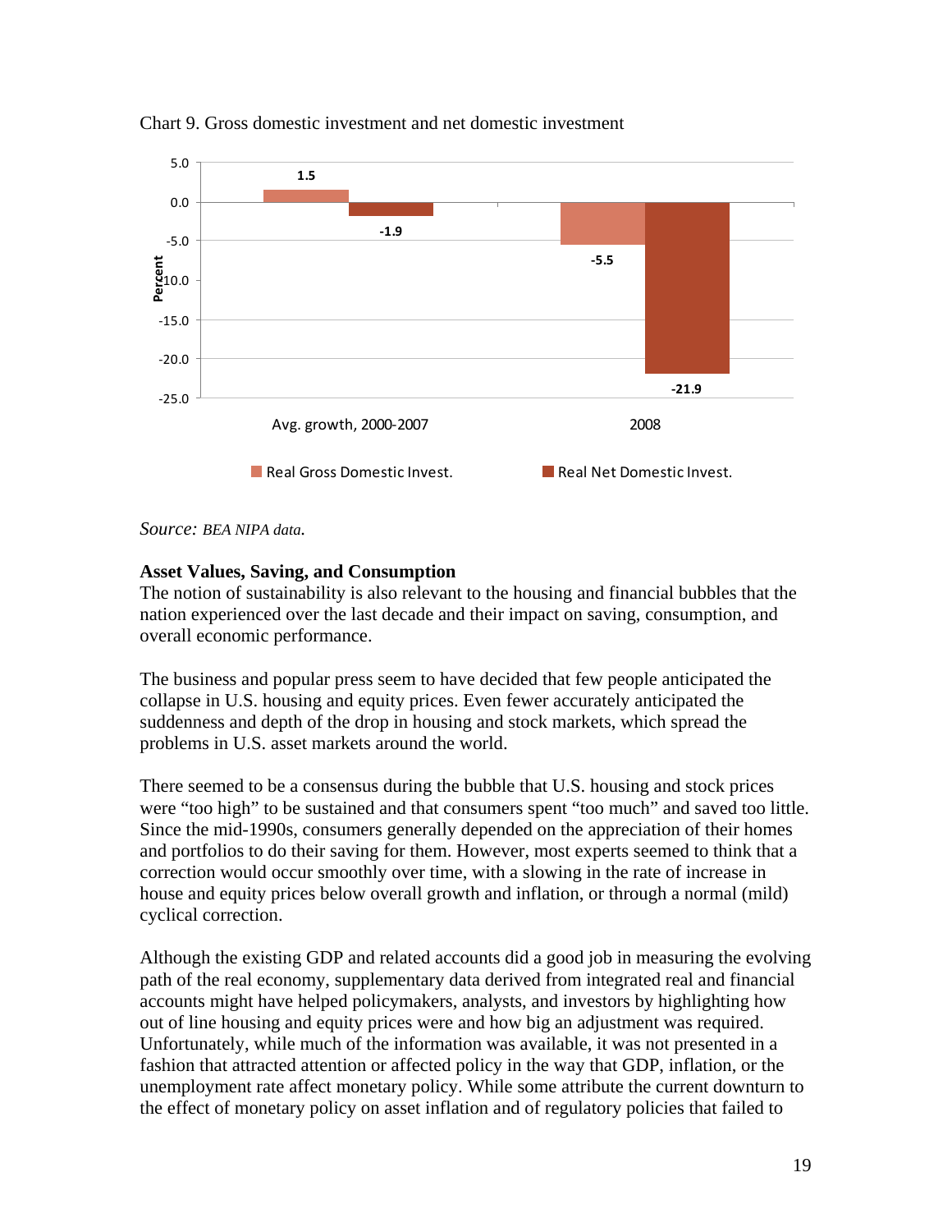Chart 9. Gross domestic investment and net domestic investment

| | Real Gross Domestic Invest. | Real Net Domestic Invest. |
|---|---|---|
| Avg. growth, 2000-2007 | 1.5 | -1.9 |
| 2008 | -5.5 | -21.9 |

*Source: BEA NIPA data.*

**Asset Values, Saving, and Consumption**

The notion of sustainability is also relevant to the housing and financial bubbles that the nation experienced over the last decade and their impact on saving, consumption, and overall economic performance.

The business and popular press seem to have decided that few people anticipated the collapse in U.S. housing and equity prices. Even fewer accurately anticipated the suddenness and depth of the drop in housing and stock markets, which spread the problems in U.S. asset markets around the world.

There seemed to be a consensus during the bubble that U.S. housing and stock prices were "too high" to be sustained and that consumers spent "too much" and saved too little. Since the mid-1990s, consumers generally depended on the appreciation of their homes and portfolios to do their saving for them. However, most experts seemed to think that a correction would occur smoothly over time, with a slowing in the rate of increase in house and equity prices below overall growth and inflation, or through a normal (mild) cyclical correction.

Although the existing GDP and related accounts did a good job in measuring the evolving path of the real economy, supplementary data derived from integrated real and financial accounts might have helped policymakers, analysts, and investors by highlighting how out of line housing and equity prices were and how big an adjustment was required. Unfortunately, while much of the information was available, it was not presented in a fashion that attracted attention or affected policy in the way that GDP, inflation, or the unemployment rate affect monetary policy. While some attribute the current downturn to the effect of monetary policy on asset inflation and of regulatory policies that failed to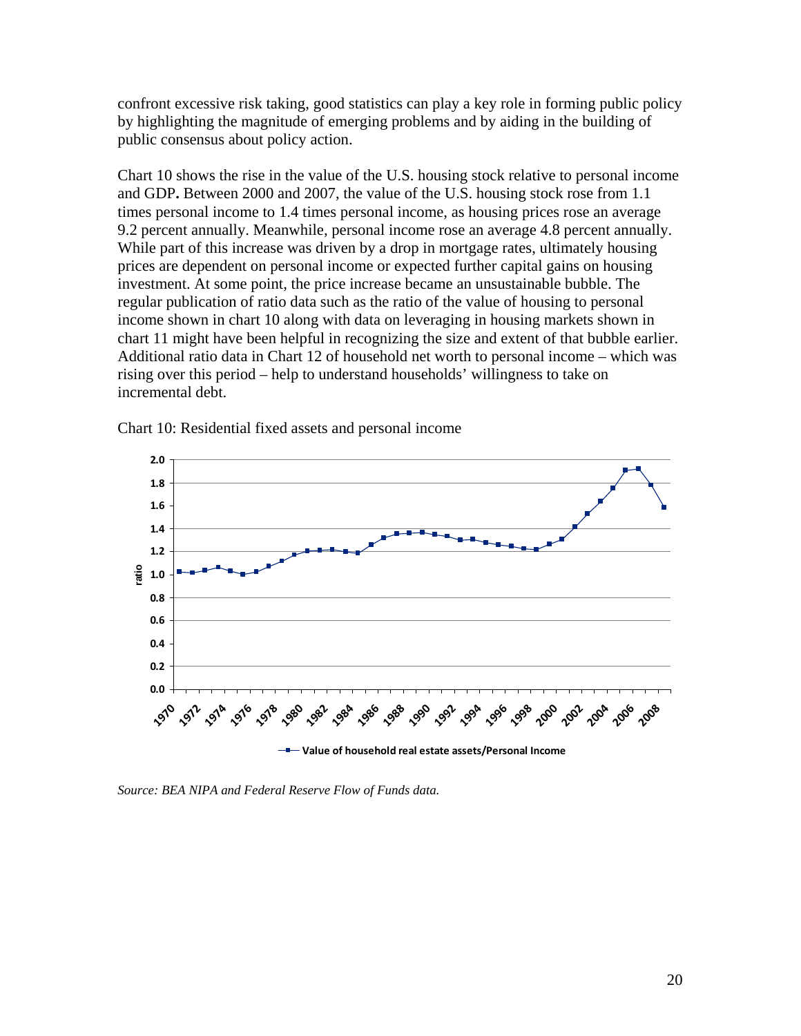confront excessive risk taking, good statistics can play a key role in forming public policy by highlighting the magnitude of emerging problems and by aiding in the building of public consensus about policy action.

Chart 10 shows the rise in the value of the U.S. housing stock relative to personal income and GDP**.** Between 2000 and 2007, the value of the U.S. housing stock rose from 1.1 times personal income to 1.4 times personal income, as housing prices rose an average 9.2 percent annually. Meanwhile, personal income rose an average 4.8 percent annually. While part of this increase was driven by a drop in mortgage rates, ultimately housing prices are dependent on personal income or expected further capital gains on housing investment. At some point, the price increase became an unsustainable bubble. The regular publication of ratio data such as the ratio of the value of housing to personal income shown in chart 10 along with data on leveraging in housing markets shown in chart 11 might have been helpful in recognizing the size and extent of that bubble earlier. Additional ratio data in Chart 12 of household net worth to personal income – which was rising over this period – help to understand households' willingness to take on incremental debt.

Chart 10: Residential fixed assets and personal income

*Source: BEA NIPA and Federal Reserve Flow of Funds data.*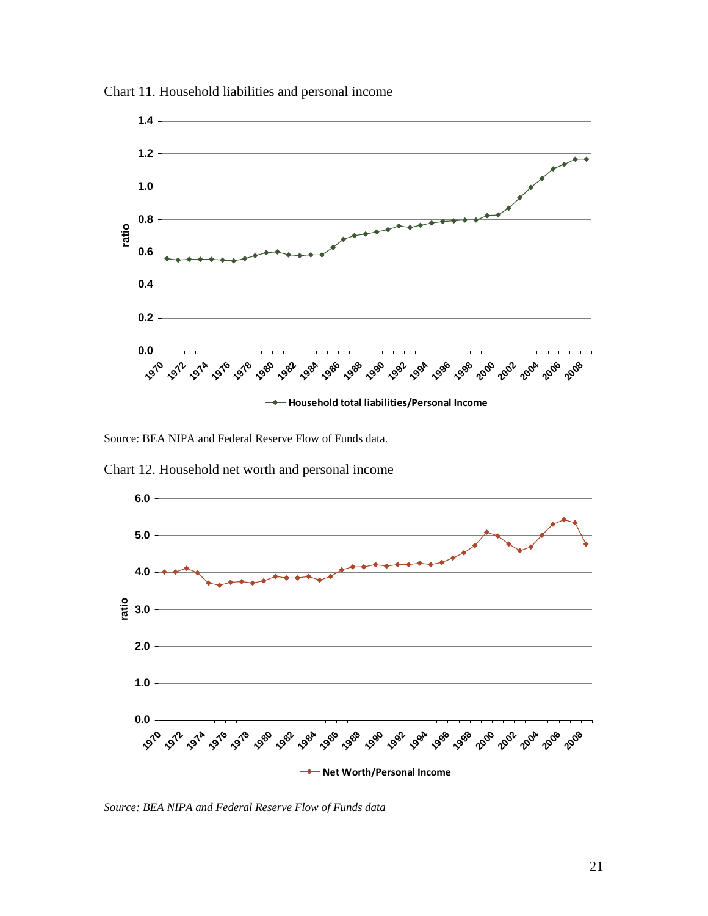Chart 11. Household liabilities and personal income

Source: BEA NIPA and Federal Reserve Flow of Funds data.

Chart 12. Household net worth and personal income

*Source: BEA NIPA and Federal Reserve Flow of Funds data*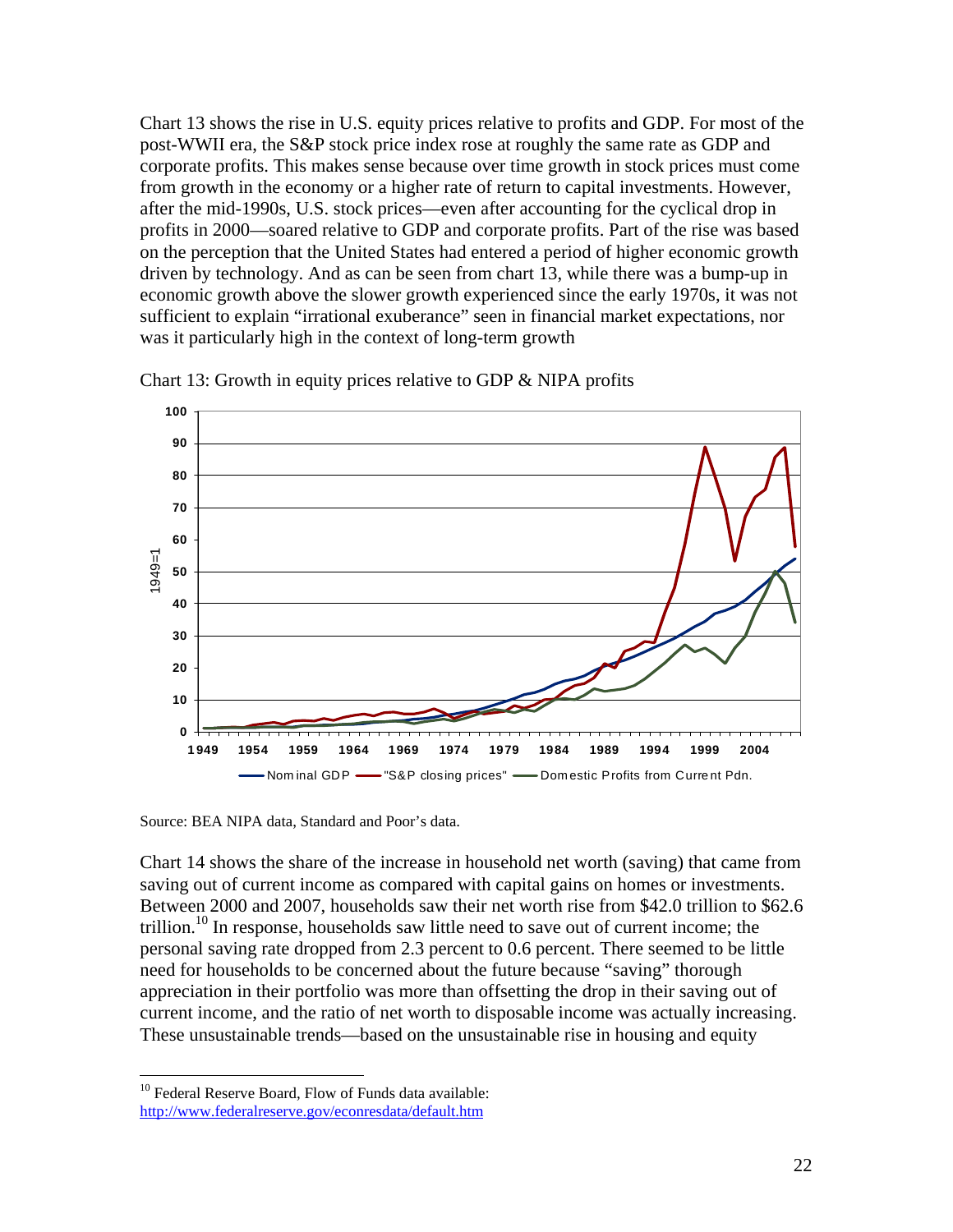Chart 13 shows the rise in U.S. equity prices relative to profits and GDP. For most of the post-WWII era, the S&P stock price index rose at roughly the same rate as GDP and corporate profits. This makes sense because over time growth in stock prices must come from growth in the economy or a higher rate of return to capital investments. However, after the mid-1990s, U.S. stock prices—even after accounting for the cyclical drop in profits in 2000—soared relative to GDP and corporate profits. Part of the rise was based on the perception that the United States had entered a period of higher economic growth driven by technology. And as can be seen from chart 13, while there was a bump-up in economic growth above the slower growth experienced since the early 1970s, it was not sufficient to explain "irrational exuberance" seen in financial market expectations, nor was it particularly high in the context of long-term growth

Chart 13: Growth in equity prices relative to GDP & NIPA profits

Source: BEA NIPA data, Standard and Poor's data.

Chart 14 shows the share of the increase in household net worth (saving) that came from saving out of current income as compared with capital gains on homes or investments. Between 2000 and 2007, households saw their net worth rise from $42.0 trillion to $62.6 trillion.[10] In response, households saw little need to save out of current income; the personal saving rate dropped from 2.3 percent to 0.6 percent. There seemed to be little need for households to be concerned about the future because "saving" thorough appreciation in their portfolio was more than offsetting the drop in their saving out of current income, and the ratio of net worth to disposable income was actually increasing. These unsustainable trends—based on the unsustainable rise in housing and equity

[10] Federal Reserve Board, Flow of Funds data available: http://www.federalreserve.gov/econresdata/default.htm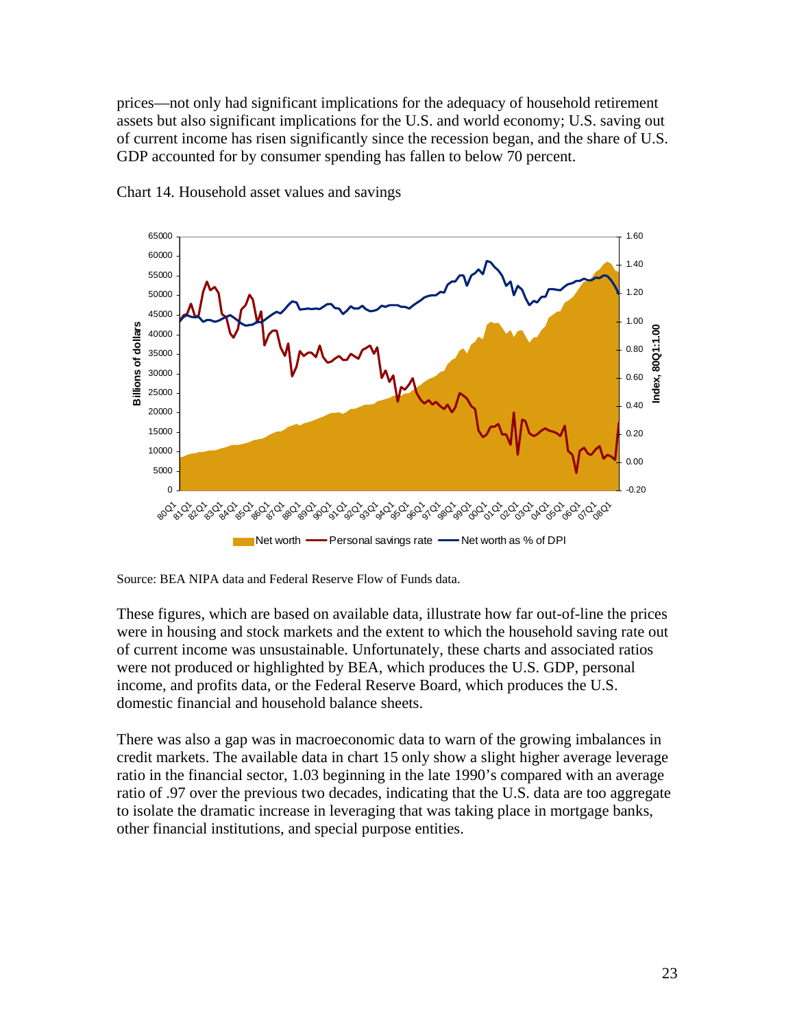prices—not only had significant implications for the adequacy of household retirement assets but also significant implications for the U.S. and world economy; U.S. saving out of current income has risen significantly since the recession began, and the share of U.S. GDP accounted for by consumer spending has fallen to below 70 percent.

Chart 14. Household asset values and savings

Source: BEA NIPA data and Federal Reserve Flow of Funds data.

These figures, which are based on available data, illustrate how far out-of-line the prices were in housing and stock markets and the extent to which the household saving rate out of current income was unsustainable. Unfortunately, these charts and associated ratios were not produced or highlighted by BEA, which produces the U.S. GDP, personal income, and profits data, or the Federal Reserve Board, which produces the U.S. domestic financial and household balance sheets.

There was also a gap was in macroeconomic data to warn of the growing imbalances in credit markets. The available data in chart 15 only show a slight higher average leverage ratio in the financial sector, 1.03 beginning in the late 1990's compared with an average ratio of .97 over the previous two decades, indicating that the U.S. data are too aggregate to isolate the dramatic increase in leveraging that was taking place in mortgage banks, other financial institutions, and special purpose entities.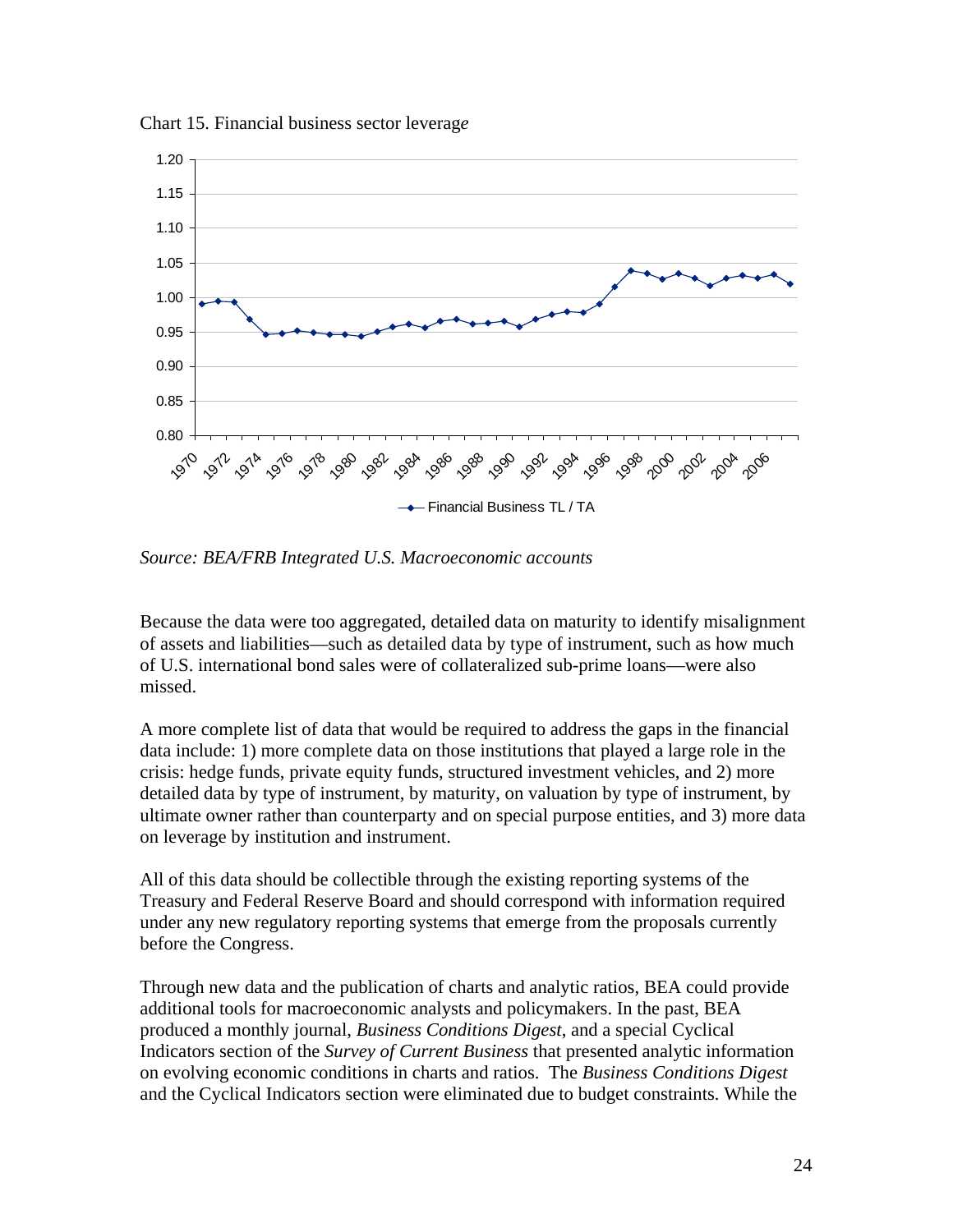Chart 15. Financial business sector leverage

Source: BEA/FRB Integrated U.S. Macroeconomic accounts

Because the data were too aggregated, detailed data on maturity to identify misalignment of assets and liabilities—such as detailed data by type of instrument, such as how much of U.S. international bond sales were of collateralized sub-prime loans—were also missed.

A more complete list of data that would be required to address the gaps in the financial data include: 1) more complete data on those institutions that played a large role in the crisis: hedge funds, private equity funds, structured investment vehicles, and 2) more detailed data by type of instrument, by maturity, on valuation by type of instrument, by ultimate owner rather than counterparty and on special purpose entities, and 3) more data on leverage by institution and instrument.

All of this data should be collectible through the existing reporting systems of the Treasury and Federal Reserve Board and should correspond with information required under any new regulatory reporting systems that emerge from the proposals currently before the Congress.

Through new data and the publication of charts and analytic ratios, BEA could provide additional tools for macroeconomic analysts and policymakers. In the past, BEA produced a monthly journal, *Business Conditions Digest*, and a special Cyclical Indicators section of the *Survey of Current Business* that presented analytic information on evolving economic conditions in charts and ratios. The *Business Conditions Digest* and the Cyclical Indicators section were eliminated due to budget constraints. While the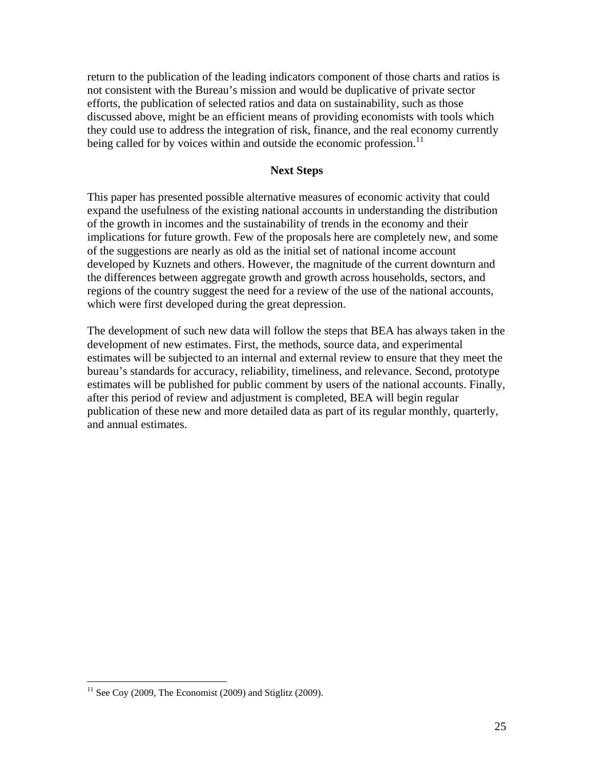return to the publication of the leading indicators component of those charts and ratios is not consistent with the Bureau's mission and would be duplicative of private sector efforts, the publication of selected ratios and data on sustainability, such as those discussed above, might be an efficient means of providing economists with tools which they could use to address the integration of risk, finance, and the real economy currently being called for by voices within and outside the economic profession.[11]

## Next Steps

This paper has presented possible alternative measures of economic activity that could expand the usefulness of the existing national accounts in understanding the distribution of the growth in incomes and the sustainability of trends in the economy and their implications for future growth. Few of the proposals here are completely new, and some of the suggestions are nearly as old as the initial set of national income account developed by Kuznets and others. However, the magnitude of the current downturn and the differences between aggregate growth and growth across households, sectors, and regions of the country suggest the need for a review of the use of the national accounts, which were first developed during the great depression.

The development of such new data will follow the steps that BEA has always taken in the development of new estimates. First, the methods, source data, and experimental estimates will be subjected to an internal and external review to ensure that they meet the bureau's standards for accuracy, reliability, timeliness, and relevance. Second, prototype estimates will be published for public comment by users of the national accounts. Finally, after this period of review and adjustment is completed, BEA will begin regular publication of these new and more detailed data as part of its regular monthly, quarterly, and annual estimates.

---

[11] See Coy (2009, The Economist (2009) and Stiglitz (2009).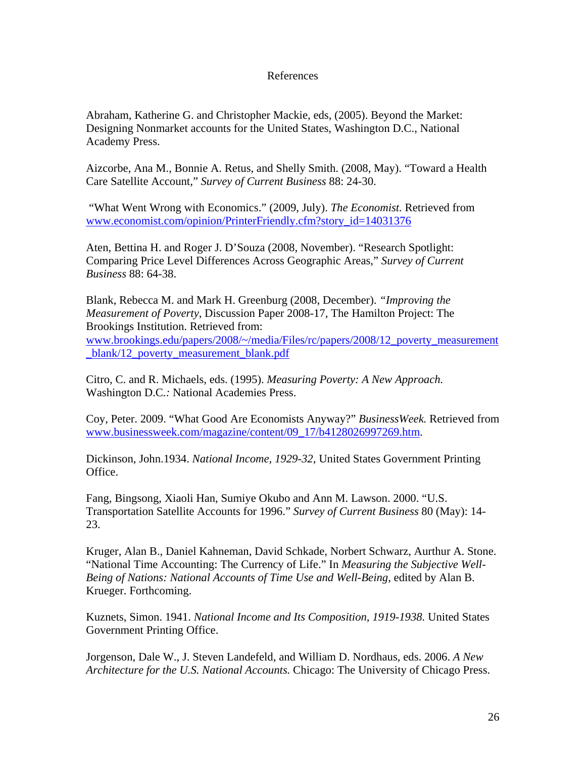# References

Abraham, Katherine G. and Christopher Mackie, eds, (2005). Beyond the Market: Designing Nonmarket accounts for the United States, Washington D.C., National Academy Press.

Aizcorbe, Ana M., Bonnie A. Retus, and Shelly Smith. (2008, May). "Toward a Health Care Satellite Account," *Survey of Current Business* 88: 24-30.

"What Went Wrong with Economics." (2009, July). *The Economist.* Retrieved from www.economist.com/opinion/PrinterFriendly.cfm?story_id=14031376

Aten, Bettina H. and Roger J. D'Souza (2008, November). "Research Spotlight: Comparing Price Level Differences Across Geographic Areas," *Survey of Current Business* 88: 64-38.

Blank, Rebecca M. and Mark H. Greenburg (2008, December). *"Improving the Measurement of Poverty*, Discussion Paper 2008-17, The Hamilton Project: The Brookings Institution. Retrieved from: www.brookings.edu/papers/2008/~/media/Files/rc/papers/2008/12_poverty_measurement_blank/12_poverty_measurement_blank.pdf

Citro, C. and R. Michaels, eds. (1995). *Measuring Poverty: A New Approach.* Washington D.C.*:* National Academies Press.

Coy, Peter. 2009. "What Good Are Economists Anyway?" *BusinessWeek.* Retrieved from www.businessweek.com/magazine/content/09_17/b4128026997269.htm.

Dickinson, John.1934. *National Income, 1929-32*, United States Government Printing Office.

Fang, Bingsong, Xiaoli Han, Sumiye Okubo and Ann M. Lawson. 2000. "U.S. Transportation Satellite Accounts for 1996." *Survey of Current Business* 80 (May): 14-23.

Kruger, Alan B., Daniel Kahneman, David Schkade, Norbert Schwarz, Aurthur A. Stone. "National Time Accounting: The Currency of Life." In *Measuring the Subjective Well-Being of Nations: National Accounts of Time Use and Well-Being*, edited by Alan B. Krueger. Forthcoming.

Kuznets, Simon. 1941. *National Income and Its Composition, 1919-1938.* United States Government Printing Office.

Jorgenson, Dale W., J. Steven Landefeld, and William D. Nordhaus, eds. 2006. *A New Architecture for the U.S. National Accounts.* Chicago: The University of Chicago Press.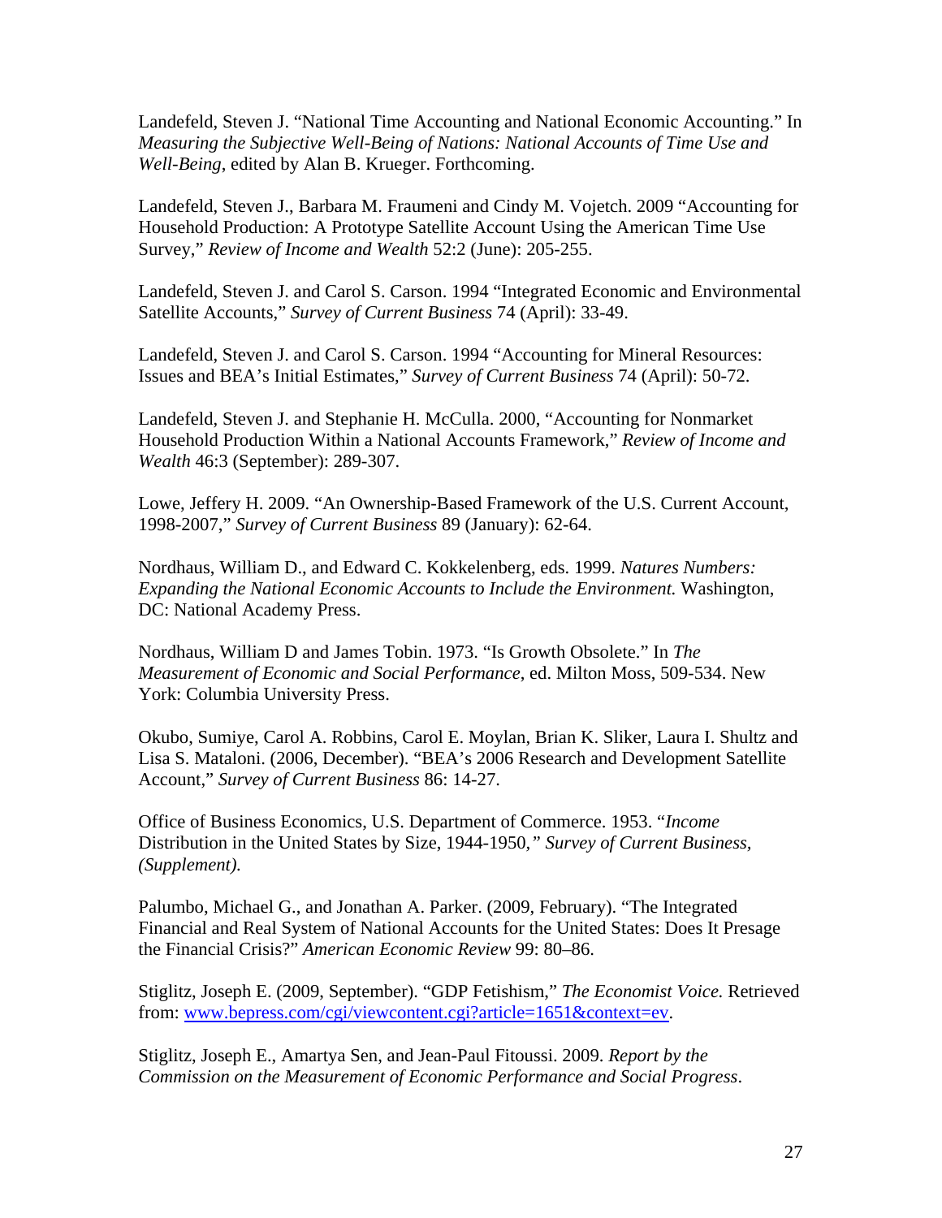Landefeld, Steven J. "National Time Accounting and National Economic Accounting." In *Measuring the Subjective Well-Being of Nations: National Accounts of Time Use and Well-Being*, edited by Alan B. Krueger. Forthcoming.

Landefeld, Steven J., Barbara M. Fraumeni and Cindy M. Vojetch. 2009 "Accounting for Household Production: A Prototype Satellite Account Using the American Time Use Survey," *Review of Income and Wealth* 52:2 (June): 205-255.

Landefeld, Steven J. and Carol S. Carson. 1994 "Integrated Economic and Environmental Satellite Accounts," *Survey of Current Business* 74 (April): 33-49.

Landefeld, Steven J. and Carol S. Carson. 1994 "Accounting for Mineral Resources: Issues and BEA's Initial Estimates," *Survey of Current Business* 74 (April): 50-72.

Landefeld, Steven J. and Stephanie H. McCulla. 2000, "Accounting for Nonmarket Household Production Within a National Accounts Framework," *Review of Income and Wealth* 46:3 (September): 289-307.

Lowe, Jeffery H. 2009. "An Ownership-Based Framework of the U.S. Current Account, 1998-2007," *Survey of Current Business* 89 (January): 62-64.

Nordhaus, William D., and Edward C. Kokkelenberg, eds. 1999. *Natures Numbers: Expanding the National Economic Accounts to Include the Environment.* Washington, DC: National Academy Press.

Nordhaus, William D and James Tobin. 1973. "Is Growth Obsolete." In *The Measurement of Economic and Social Performance*, ed. Milton Moss, 509-534. New York: Columbia University Press.

Okubo, Sumiye, Carol A. Robbins, Carol E. Moylan, Brian K. Sliker, Laura I. Shultz and Lisa S. Mataloni. (2006, December). "BEA's 2006 Research and Development Satellite Account," *Survey of Current Business* 86: 14-27.

Office of Business Economics, U.S. Department of Commerce. 1953. "*Income* Distribution in the United States by Size, 1944-1950,*" Survey of Current Business, (Supplement).*

Palumbo, Michael G., and Jonathan A. Parker. (2009, February). "The Integrated Financial and Real System of National Accounts for the United States: Does It Presage the Financial Crisis?" *American Economic Review* 99: 80–86.

Stiglitz, Joseph E. (2009, September). "GDP Fetishism," *The Economist Voice.* Retrieved from: www.bepress.com/cgi/viewcontent.cgi?article=1651&context=ev.

Stiglitz, Joseph E., Amartya Sen, and Jean-Paul Fitoussi. 2009. *Report by the Commission on the Measurement of Economic Performance and Social Progress*.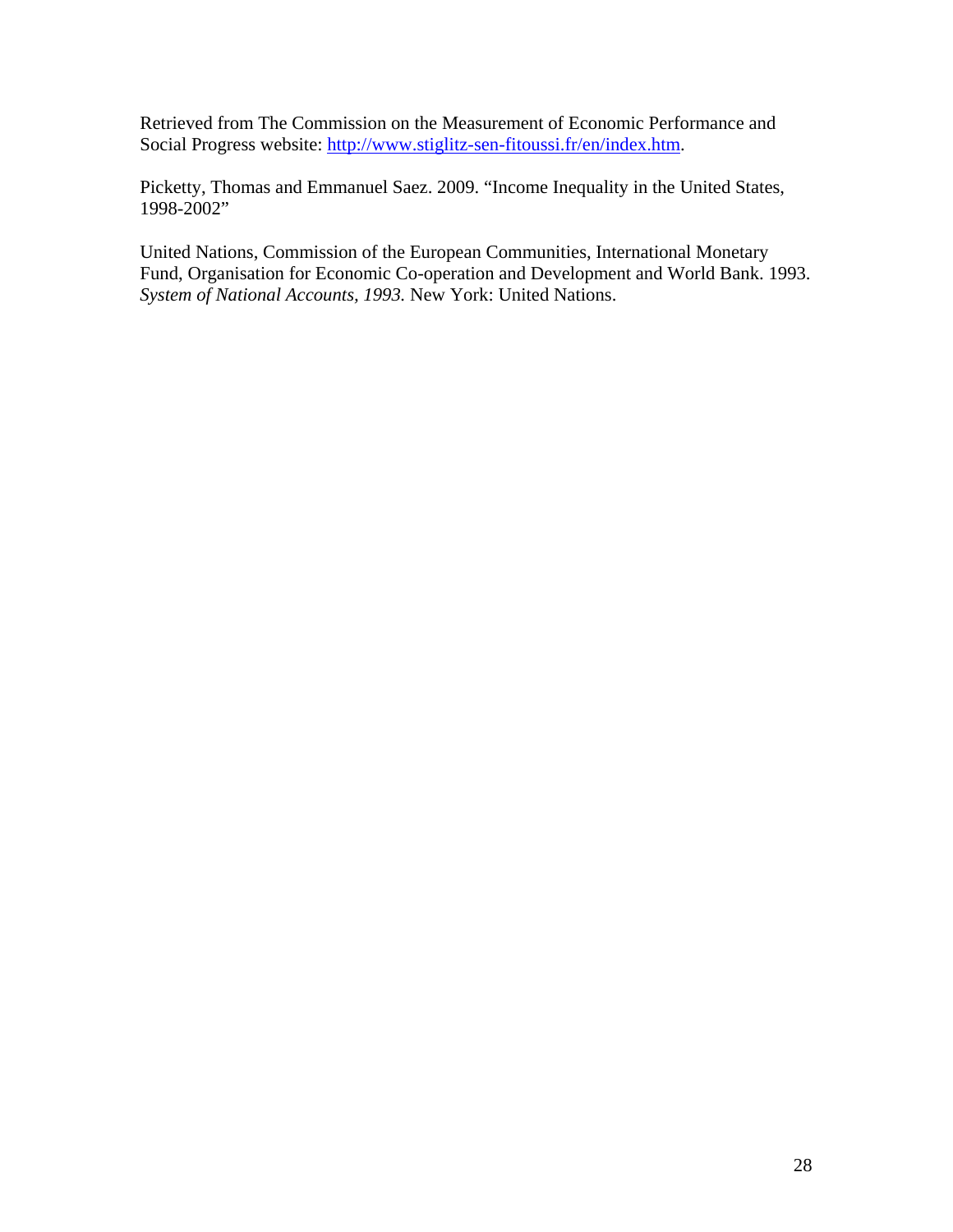Retrieved from The Commission on the Measurement of Economic Performance and Social Progress website: [http://www.stiglitz-sen-fitoussi.fr/en/index.htm](http://www.stiglitz-sen-fitoussi.fr/en/index.htm).

Picketty, Thomas and Emmanuel Saez. 2009. "Income Inequality in the United States, 1998-2002"

United Nations, Commission of the European Communities, International Monetary Fund, Organisation for Economic Co-operation and Development and World Bank. 1993. *System of National Accounts, 1993.* New York: United Nations.